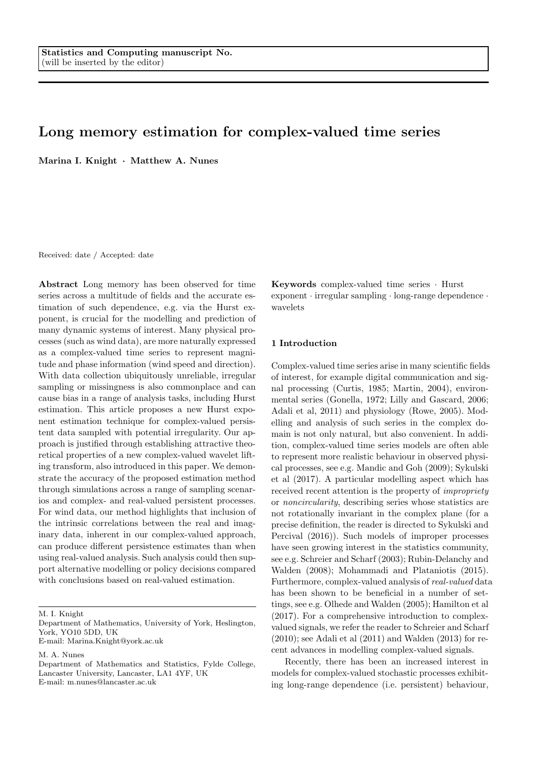Statistics and Computing manuscript No.
(will be inserted by the editor)

# Long memory estimation for complex-valued time series

**Marina I. Knight · Matthew A. Nunes**

Received: date / Accepted: date

**Abstract** Long memory has been observed for time series across a multitude of fields and the accurate estimation of such dependence, e.g. via the Hurst exponent, is crucial for the modelling and prediction of many dynamic systems of interest. Many physical processes (such as wind data), are more naturally expressed as a complex-valued time series to represent magnitude and phase information (wind speed and direction). With data collection ubiquitously unreliable, irregular sampling or missingness is also commonplace and can cause bias in a range of analysis tasks, including Hurst estimation. This article proposes a new Hurst exponent estimation technique for complex-valued persistent data sampled with potential irregularity. Our approach is justified through establishing attractive theoretical properties of a new complex-valued wavelet lifting transform, also introduced in this paper. We demonstrate the accuracy of the proposed estimation method through simulations across a range of sampling scenarios and complex- and real-valued persistent processes. For wind data, our method highlights that inclusion of the intrinsic correlations between the real and imaginary data, inherent in our complex-valued approach, can produce different persistence estimates than when using real-valued analysis. Such analysis could then support alternative modelling or policy decisions compared with conclusions based on real-valued estimation.

**Keywords** complex-valued time series · Hurst exponent · irregular sampling · long-range dependence · wavelets

M. I. Knight
Department of Mathematics, University of York, Heslington, York, YO10 5DD, UK
E-mail: Marina.Knight@york.ac.uk

M. A. Nunes
Department of Mathematics and Statistics, Fylde College, Lancaster University, Lancaster, LA1 4YF, UK
E-mail: m.nunes@lancaster.ac.uk

## 1 Introduction

Complex-valued time series arise in many scientific fields of interest, for example digital communication and signal processing (Curtis, 1985; Martin, 2004), environmental series (Gonella, 1972; Lilly and Gascard, 2006; Adali et al, 2011) and physiology (Rowe, 2005). Modelling and analysis of such series in the complex domain is not only natural, but also convenient. In addition, complex-valued time series models are often able to represent more realistic behaviour in observed physical processes, see e.g. Mandic and Goh (2009); Sykulski et al (2017). A particular modelling aspect which has received recent attention is the property of *impropriety* or *noncircularity*, describing series whose statistics are not rotationally invariant in the complex plane (for a precise definition, the reader is directed to Sykulski and Percival (2016)). Such models of improper processes have seen growing interest in the statistics community, see e.g. Schreier and Scharf (2003); Rubin-Delanchy and Walden (2008); Mohammadi and Plataniotis (2015). Furthermore, complex-valued analysis of *real-valued* data has been shown to be beneficial in a number of settings, see e.g. Olhede and Walden (2005); Hamilton et al (2017). For a comprehensive introduction to complex-valued signals, we refer the reader to Schreier and Scharf (2010); see Adali et al (2011) and Walden (2013) for recent advances in modelling complex-valued signals.

Recently, there has been an increased interest in models for complex-valued stochastic processes exhibiting long-range dependence (i.e. persistent) behaviour,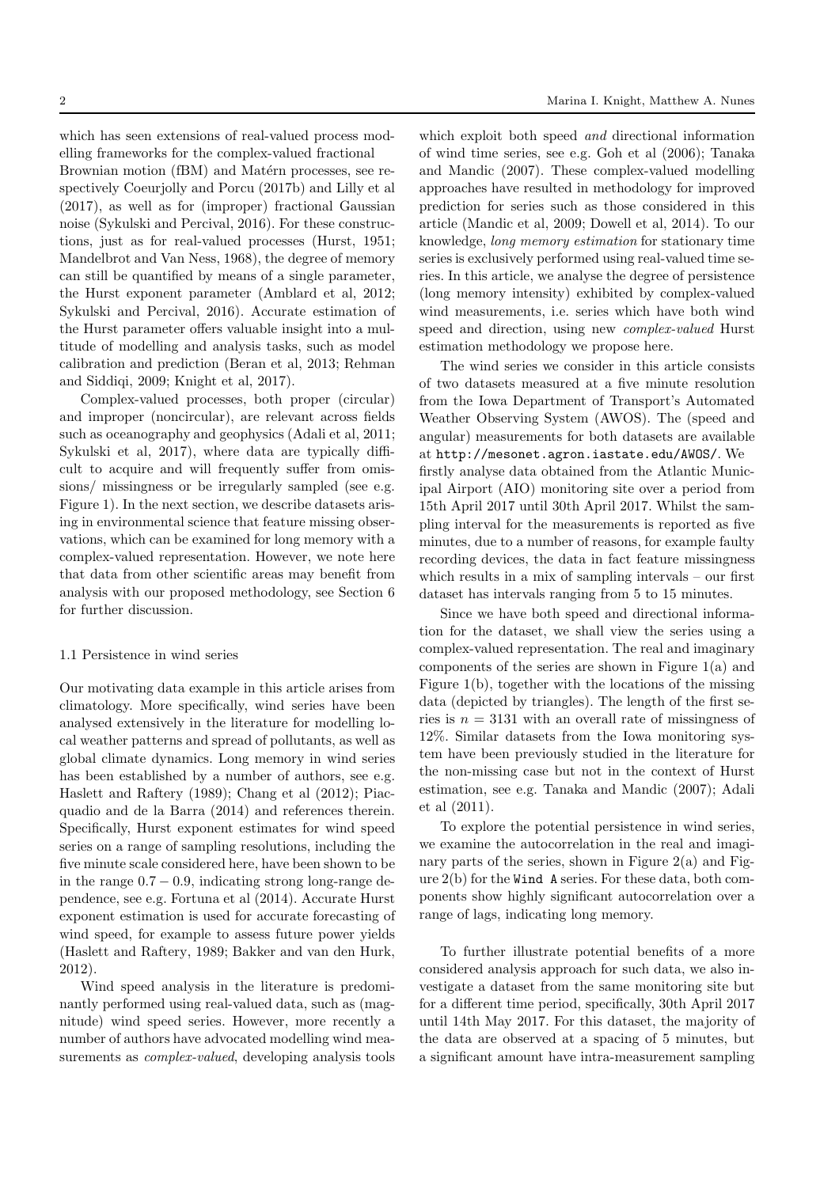which has seen extensions of real-valued process modelling frameworks for the complex-valued fractional Brownian motion (fBM) and Matérn processes, see respectively Coeurjolly and Porcu (2017b) and Lilly et al (2017), as well as for (improper) fractional Gaussian noise (Sykulski and Percival, 2016). For these constructions, just as for real-valued processes (Hurst, 1951; Mandelbrot and Van Ness, 1968), the degree of memory can still be quantified by means of a single parameter, the Hurst exponent parameter (Amblard et al, 2012; Sykulski and Percival, 2016). Accurate estimation of the Hurst parameter offers valuable insight into a multitude of modelling and analysis tasks, such as model calibration and prediction (Beran et al, 2013; Rehman and Siddiqi, 2009; Knight et al, 2017).

Complex-valued processes, both proper (circular) and improper (noncircular), are relevant across fields such as oceanography and geophysics (Adali et al, 2011; Sykulski et al, 2017), where data are typically difficult to acquire and will frequently suffer from omissions/ missingness or be irregularly sampled (see e.g. Figure 1). In the next section, we describe datasets arising in environmental science that feature missing observations, which can be examined for long memory with a complex-valued representation. However, we note here that data from other scientific areas may benefit from analysis with our proposed methodology, see Section 6 for further discussion.

### 1.1 Persistence in wind series

Our motivating data example in this article arises from climatology. More specifically, wind series have been analysed extensively in the literature for modelling local weather patterns and spread of pollutants, as well as global climate dynamics. Long memory in wind series has been established by a number of authors, see e.g. Haslett and Raftery (1989); Chang et al (2012); Piacquadio and de la Barra (2014) and references therein. Specifically, Hurst exponent estimates for wind speed series on a range of sampling resolutions, including the five minute scale considered here, have been shown to be in the range $0.7 - 0.9$, indicating strong long-range dependence, see e.g. Fortuna et al (2014). Accurate Hurst exponent estimation is used for accurate forecasting of wind speed, for example to assess future power yields (Haslett and Raftery, 1989; Bakker and van den Hurk, 2012).

Wind speed analysis in the literature is predominantly performed using real-valued data, such as (magnitude) wind speed series. However, more recently a number of authors have advocated modelling wind measurements as *complex-valued*, developing analysis tools which exploit both speed *and* directional information of wind time series, see e.g. Goh et al (2006); Tanaka and Mandic (2007). These complex-valued modelling approaches have resulted in methodology for improved prediction for series such as those considered in this article (Mandic et al, 2009; Dowell et al, 2014). To our knowledge, *long memory estimation* for stationary time series is exclusively performed using real-valued time series. In this article, we analyse the degree of persistence (long memory intensity) exhibited by complex-valued wind measurements, i.e. series which have both wind speed and direction, using new *complex-valued* Hurst estimation methodology we propose here.

The wind series we consider in this article consists of two datasets measured at a five minute resolution from the Iowa Department of Transport's Automated Weather Observing System (AWOS). The (speed and angular) measurements for both datasets are available at http://mesonet.agron.iastate.edu/AWOS/. We firstly analyse data obtained from the Atlantic Municipal Airport (AIO) monitoring site over a period from 15th April 2017 until 30th April 2017. Whilst the sampling interval for the measurements is reported as five minutes, due to a number of reasons, for example faulty recording devices, the data in fact feature missingness which results in a mix of sampling intervals – our first dataset has intervals ranging from 5 to 15 minutes.

Since we have both speed and directional information for the dataset, we shall view the series using a complex-valued representation. The real and imaginary components of the series are shown in Figure 1(a) and Figure 1(b), together with the locations of the missing data (depicted by triangles). The length of the first series is $n = 3131$ with an overall rate of missingness of 12%. Similar datasets from the Iowa monitoring system have been previously studied in the literature for the non-missing case but not in the context of Hurst estimation, see e.g. Tanaka and Mandic (2007); Adali et al (2011).

To explore the potential persistence in wind series, we examine the autocorrelation in the real and imaginary parts of the series, shown in Figure 2(a) and Figure 2(b) for the `Wind A` series. For these data, both components show highly significant autocorrelation over a range of lags, indicating long memory.

To further illustrate potential benefits of a more considered analysis approach for such data, we also investigate a dataset from the same monitoring site but for a different time period, specifically, 30th April 2017 until 14th May 2017. For this dataset, the majority of the data are observed at a spacing of 5 minutes, but a significant amount have intra-measurement sampling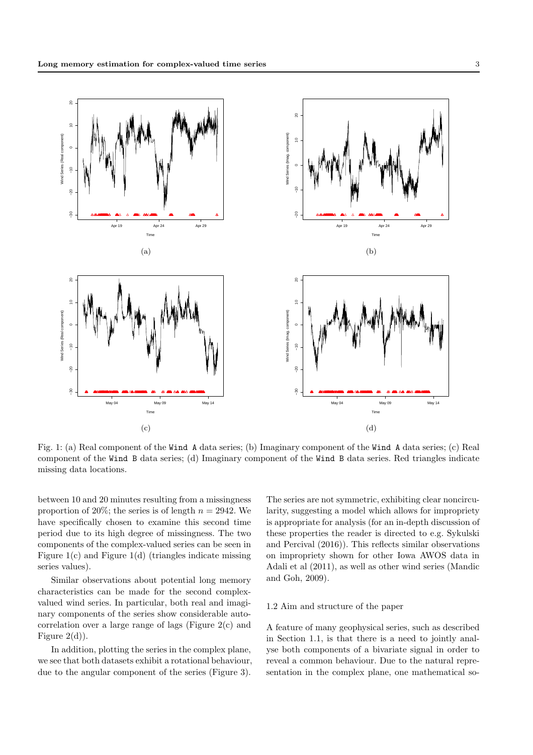Fig. 1: (a) Real component of the `Wind A` data series; (b) Imaginary component of the `Wind A` data series; (c) Real component of the `Wind B` data series; (d) Imaginary component of the `Wind B` data series. Red triangles indicate missing data locations.

between 10 and 20 minutes resulting from a missingness proportion of 20%; the series is of length $n = 2942$. We have specifically chosen to examine this second time period due to its high degree of missingness. The two components of the complex-valued series can be seen in Figure 1(c) and Figure 1(d) (triangles indicate missing series values).

Similar observations about potential long memory characteristics can be made for the second complex-valued wind series. In particular, both real and imaginary components of the series show considerable autocorrelation over a large range of lags (Figure 2(c) and Figure 2(d)).

In addition, plotting the series in the complex plane, we see that both datasets exhibit a rotational behaviour, due to the angular component of the series (Figure 3). The series are not symmetric, exhibiting clear noncircularity, suggesting a model which allows for impropriety is appropriate for analysis (for an in-depth discussion of these properties the reader is directed to e.g. Sykulski and Percival (2016)). This reflects similar observations on impropriety shown for other Iowa AWOS data in Adali et al (2011), as well as other wind series (Mandic and Goh, 2009).

### 1.2 Aim and structure of the paper

A feature of many geophysical series, such as described in Section 1.1, is that there is a need to jointly analyse both components of a bivariate signal in order to reveal a common behaviour. Due to the natural representation in the complex plane, one mathematical so-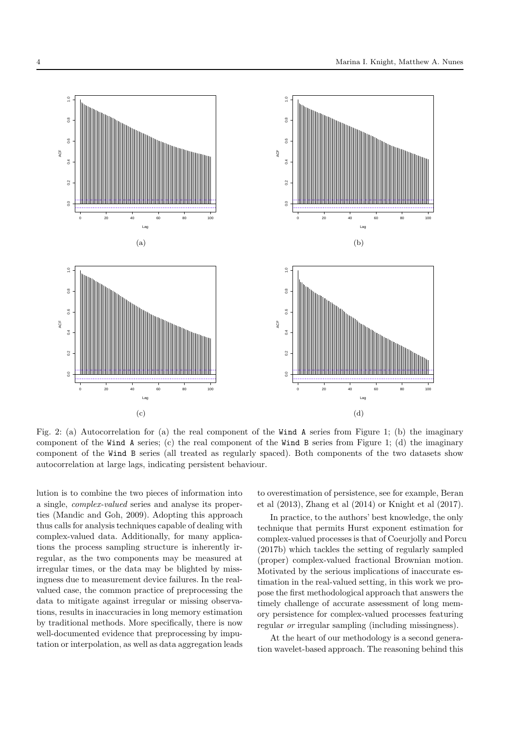Fig. 2: (a) Autocorrelation for (a) the real component of the `Wind A` series from Figure 1; (b) the imaginary component of the `Wind A` series; (c) the real component of the `Wind B` series from Figure 1; (d) the imaginary component of the `Wind B` series (all treated as regularly spaced). Both components of the two datasets show autocorrelation at large lags, indicating persistent behaviour.

lution is to combine the two pieces of information into a single, *complex-valued* series and analyse its properties (Mandic and Goh, 2009). Adopting this approach thus calls for analysis techniques capable of dealing with complex-valued data. Additionally, for many applications the process sampling structure is inherently irregular, as the two components may be measured at irregular times, or the data may be blighted by missingness due to measurement device failures. In the real-valued case, the common practice of preprocessing the data to mitigate against irregular or missing observations, results in inaccuracies in long memory estimation by traditional methods. More specifically, there is now well-documented evidence that preprocessing by imputation or interpolation, as well as data aggregation leads to overestimation of persistence, see for example, Beran et al (2013), Zhang et al (2014) or Knight et al (2017).

In practice, to the authors' best knowledge, the only technique that permits Hurst exponent estimation for complex-valued processes is that of Coeurjolly and Porcu (2017b) which tackles the setting of regularly sampled (proper) complex-valued fractional Brownian motion. Motivated by the serious implications of inaccurate estimation in the real-valued setting, in this work we propose the first methodological approach that answers the timely challenge of accurate assessment of long memory persistence for complex-valued processes featuring regular *or* irregular sampling (including missingness).

At the heart of our methodology is a second generation wavelet-based approach. The reasoning behind this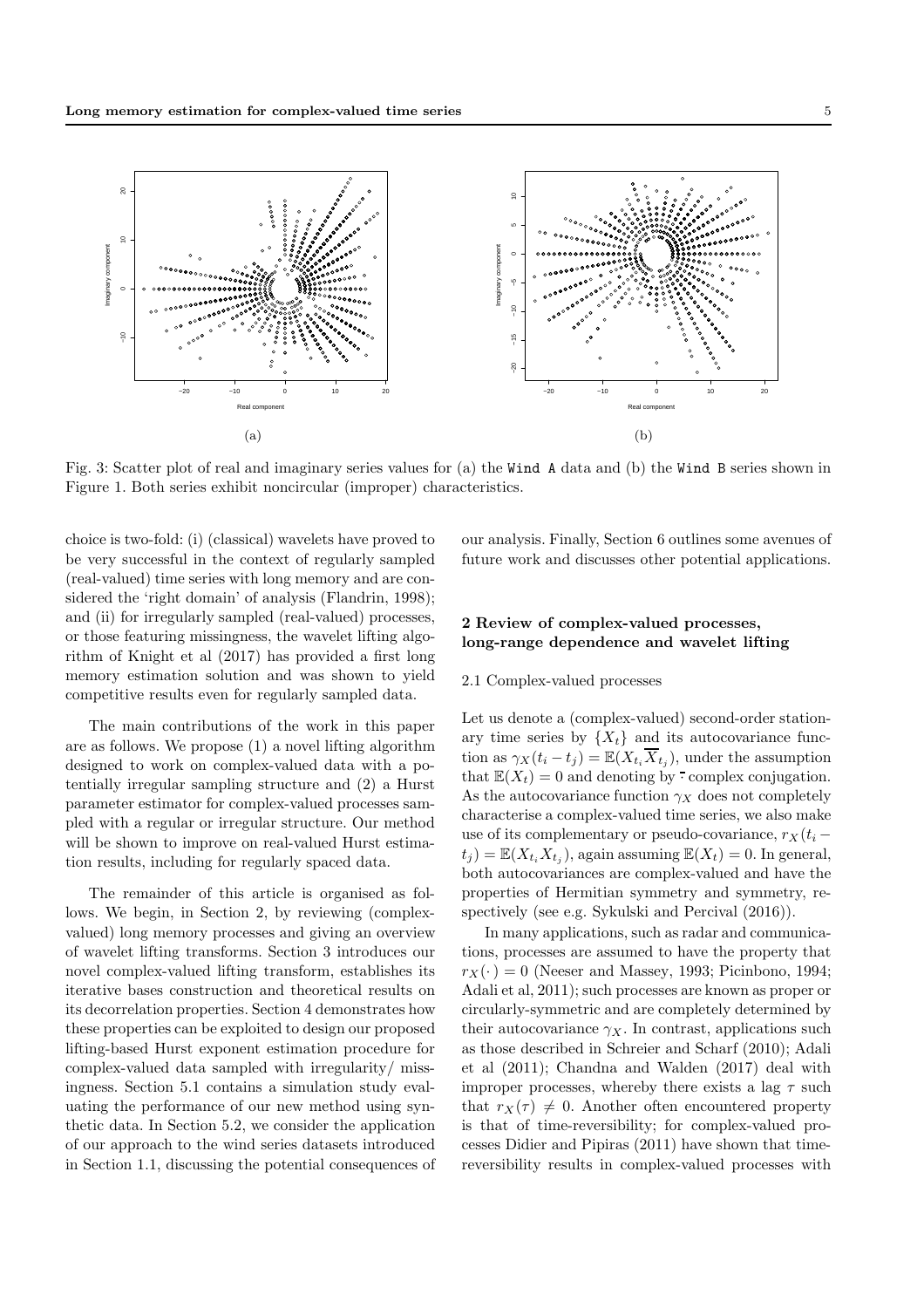(a)

(b)

Fig. 3: Scatter plot of real and imaginary series values for (a) the `Wind A` data and (b) the `Wind B` series shown in Figure 1. Both series exhibit noncircular (improper) characteristics.

choice is two-fold: (i) (classical) wavelets have proved to be very successful in the context of regularly sampled (real-valued) time series with long memory and are considered the 'right domain' of analysis (Flandrin, 1998); and (ii) for irregularly sampled (real-valued) processes, or those featuring missingness, the wavelet lifting algorithm of Knight et al (2017) has provided a first long memory estimation solution and was shown to yield competitive results even for regularly sampled data.

The main contributions of the work in this paper are as follows. We propose (1) a novel lifting algorithm designed to work on complex-valued data with a potentially irregular sampling structure and (2) a Hurst parameter estimator for complex-valued processes sampled with a regular or irregular structure. Our method will be shown to improve on real-valued Hurst estimation results, including for regularly spaced data.

The remainder of this article is organised as follows. We begin, in Section 2, by reviewing (complex-valued) long memory processes and giving an overview of wavelet lifting transforms. Section 3 introduces our novel complex-valued lifting transform, establishes its iterative bases construction and theoretical results on its decorrelation properties. Section 4 demonstrates how these properties can be exploited to design our proposed lifting-based Hurst exponent estimation procedure for complex-valued data sampled with irregularity/ missingness. Section 5.1 contains a simulation study evaluating the performance of our new method using synthetic data. In Section 5.2, we consider the application of our approach to the wind series datasets introduced in Section 1.1, discussing the potential consequences of our analysis. Finally, Section 6 outlines some avenues of future work and discusses other potential applications.

## 2 Review of complex-valued processes, long-range dependence and wavelet lifting

### 2.1 Complex-valued processes

Let us denote a (complex-valued) second-order stationary time series by $\{X_t\}$ and its autocovariance function as $\gamma_X(t_i - t_j) = \mathbb{E}(X_{t_i}\overline{X}_{t_j})$, under the assumption that $\mathbb{E}(X_t) = 0$ and denoting by $\bar{\cdot}$ complex conjugation. As the autocovariance function $\gamma_X$ does not completely characterise a complex-valued time series, we also make use of its complementary or pseudo-covariance, $r_X(t_i - t_j) = \mathbb{E}(X_{t_i}X_{t_j})$, again assuming $\mathbb{E}(X_t) = 0$. In general, both autocovariances are complex-valued and have the properties of Hermitian symmetry and symmetry, respectively (see e.g. Sykulski and Percival (2016)).

In many applications, such as radar and communications, processes are assumed to have the property that $r_X(\cdot) = 0$ (Neeser and Massey, 1993; Picinbono, 1994; Adali et al, 2011); such processes are known as proper or circularly-symmetric and are completely determined by their autocovariance $\gamma_X$. In contrast, applications such as those described in Schreier and Scharf (2010); Adali et al (2011); Chandna and Walden (2017) deal with improper processes, whereby there exists a lag $\tau$ such that $r_X(\tau) \neq 0$. Another often encountered property is that of time-reversibility; for complex-valued processes Didier and Pipiras (2011) have shown that time-reversibility results in complex-valued processes with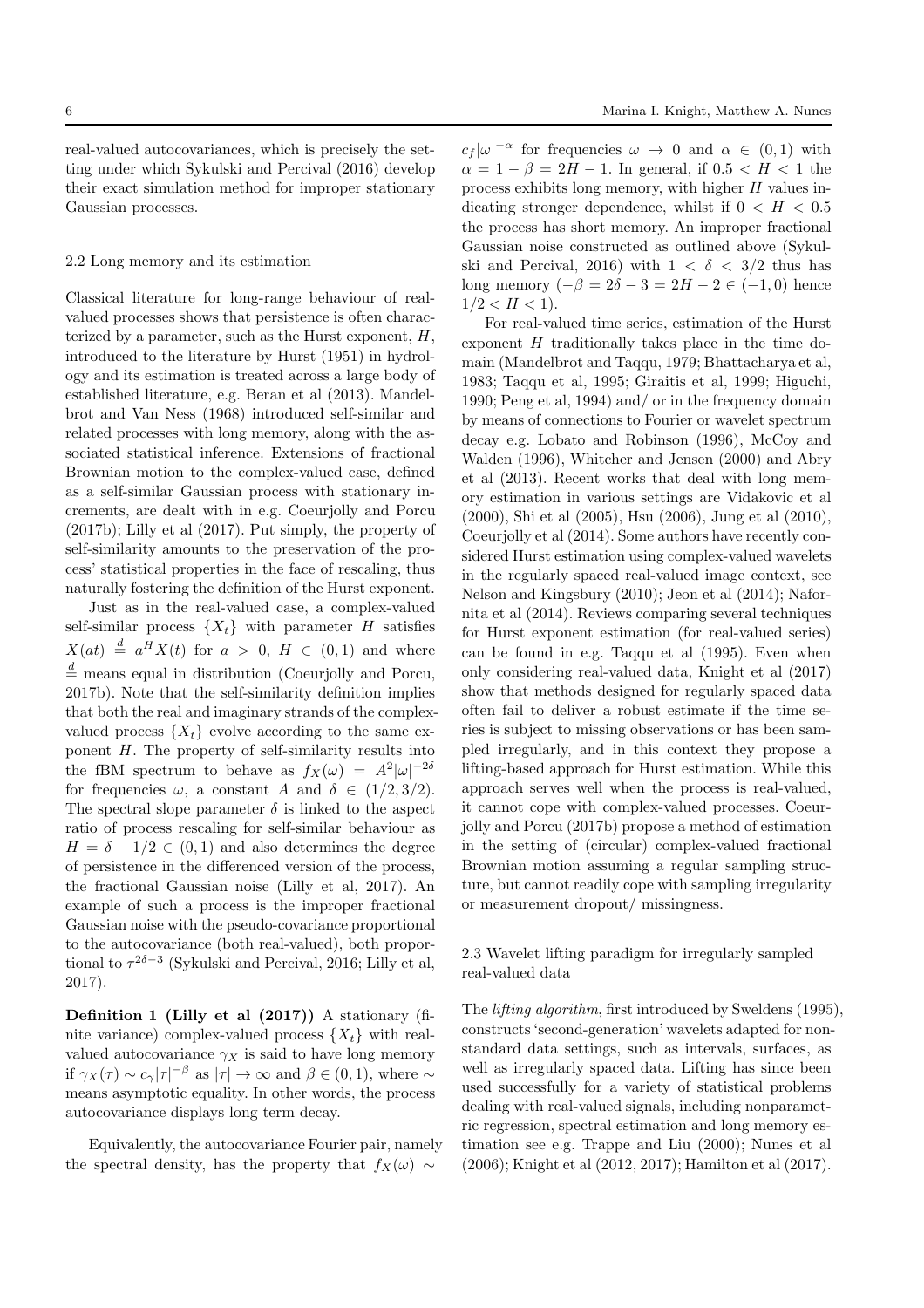real-valued autocovariances, which is precisely the setting under which Sykulski and Percival (2016) develop their exact simulation method for improper stationary Gaussian processes.

### 2.2 Long memory and its estimation

Classical literature for long-range behaviour of real-valued processes shows that persistence is often characterized by a parameter, such as the Hurst exponent, $H$, introduced to the literature by Hurst (1951) in hydrology and its estimation is treated across a large body of established literature, e.g. Beran et al (2013). Mandelbrot and Van Ness (1968) introduced self-similar and related processes with long memory, along with the associated statistical inference. Extensions of fractional Brownian motion to the complex-valued case, defined as a self-similar Gaussian process with stationary increments, are dealt with in e.g. Coeurjolly and Porcu (2017b); Lilly et al (2017). Put simply, the property of self-similarity amounts to the preservation of the process' statistical properties in the face of rescaling, thus naturally fostering the definition of the Hurst exponent.

Just as in the real-valued case, a complex-valued self-similar process $\{X_t\}$ with parameter $H$ satisfies $X(at) \overset{d}{=} a^H X(t)$ for $a > 0$, $H \in (0,1)$ and where $\overset{d}{=}$ means equal in distribution (Coeurjolly and Porcu, 2017b). Note that the self-similarity definition implies that both the real and imaginary strands of the complex-valued process $\{X_t\}$ evolve according to the same exponent $H$. The property of self-similarity results into the fBM spectrum to behave as $f_X(\omega) = A^2|\omega|^{-2\delta}$ for frequencies $\omega$, a constant $A$ and $\delta \in (1/2, 3/2)$. The spectral slope parameter $\delta$ is linked to the aspect ratio of process rescaling for self-similar behaviour as $H = \delta - 1/2 \in (0,1)$ and also determines the degree of persistence in the differenced version of the process, the fractional Gaussian noise (Lilly et al, 2017). An example of such a process is the improper fractional Gaussian noise with the pseudo-covariance proportional to the autocovariance (both real-valued), both proportional to $\tau^{2\delta-3}$ (Sykulski and Percival, 2016; Lilly et al, 2017).

**Definition 1 (Lilly et al (2017))** A stationary (finite variance) complex-valued process $\{X_t\}$ with real-valued autocovariance $\gamma_X$ is said to have long memory if $\gamma_X(\tau) \sim c_\gamma |\tau|^{-\beta}$ as $|\tau| \to \infty$ and $\beta \in (0,1)$, where $\sim$ means asymptotic equality. In other words, the process autocovariance displays long term decay.

Equivalently, the autocovariance Fourier pair, namely the spectral density, has the property that $f_X(\omega) \sim c_f|\omega|^{-\alpha}$ for frequencies $\omega \to 0$ and $\alpha \in (0,1)$ with $\alpha = 1 - \beta = 2H - 1$. In general, if $0.5 < H < 1$ the process exhibits long memory, with higher $H$ values indicating stronger dependence, whilst if $0 < H < 0.5$ the process has short memory. An improper fractional Gaussian noise constructed as outlined above (Sykulski and Percival, 2016) with $1 < \delta < 3/2$ thus has long memory ($-\beta = 2\delta - 3 = 2H - 2 \in (-1, 0)$ hence $1/2 < H < 1$).

For real-valued time series, estimation of the Hurst exponent $H$ traditionally takes place in the time domain (Mandelbrot and Taqqu, 1979; Bhattacharya et al, 1983; Taqqu et al, 1995; Giraitis et al, 1999; Higuchi, 1990; Peng et al, 1994) and/ or in the frequency domain by means of connections to Fourier or wavelet spectrum decay e.g. Lobato and Robinson (1996), McCoy and Walden (1996), Whitcher and Jensen (2000) and Abry et al (2013). Recent works that deal with long memory estimation in various settings are Vidakovic et al (2000), Shi et al (2005), Hsu (2006), Jung et al (2010), Coeurjolly et al (2014). Some authors have recently considered Hurst estimation using complex-valued wavelets in the regularly spaced real-valued image context, see Nelson and Kingsbury (2010); Jeon et al (2014); Nafornita et al (2014). Reviews comparing several techniques for Hurst exponent estimation (for real-valued series) can be found in e.g. Taqqu et al (1995). Even when only considering real-valued data, Knight et al (2017) show that methods designed for regularly spaced data often fail to deliver a robust estimate if the time series is subject to missing observations or has been sampled irregularly, and in this context they propose a lifting-based approach for Hurst estimation. While this approach serves well when the process is real-valued, it cannot cope with complex-valued processes. Coeurjolly and Porcu (2017b) propose a method of estimation in the setting of (circular) complex-valued fractional Brownian motion assuming a regular sampling structure, but cannot readily cope with sampling irregularity or measurement dropout/ missingness.

### 2.3 Wavelet lifting paradigm for irregularly sampled real-valued data

The *lifting algorithm*, first introduced by Sweldens (1995), constructs 'second-generation' wavelets adapted for non-standard data settings, such as intervals, surfaces, as well as irregularly spaced data. Lifting has since been used successfully for a variety of statistical problems dealing with real-valued signals, including nonparametric regression, spectral estimation and long memory estimation see e.g. Trappe and Liu (2000); Nunes et al (2006); Knight et al (2012, 2017); Hamilton et al (2017).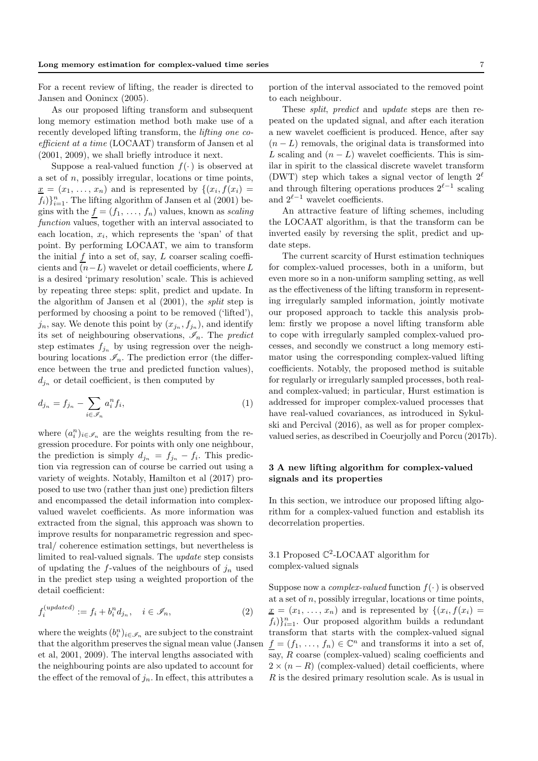For a recent review of lifting, the reader is directed to Jansen and Oonincx (2005).

As our proposed lifting transform and subsequent long memory estimation method both make use of a recently developed lifting transform, the *lifting one coefficient at a time* (LOCAAT) transform of Jansen et al (2001, 2009), we shall briefly introduce it next.

Suppose a real-valued function $f(\cdot)$ is observed at a set of $n$, possibly irregular, locations or time points, $\underline{x} = (x_1, \ldots, x_n)$ and is represented by $\{(x_i, f(x_i) = f_i)\}_{i=1}^n$. The lifting algorithm of Jansen et al (2001) begins with the $\underline{f} = (f_1, \ldots, f_n)$ values, known as *scaling function* values, together with an interval associated to each location, $x_i$, which represents the 'span' of that point. By performing LOCAAT, we aim to transform the initial $\underline{f}$ into a set of, say, $L$ coarser scaling coefficients and $(n-L)$ wavelet or detail coefficients, where $L$ is a desired 'primary resolution' scale. This is achieved by repeating three steps: split, predict and update. In the algorithm of Jansen et al (2001), the *split* step is performed by choosing a point to be removed ('lifted'), $j_n$, say. We denote this point by $(x_{j_n}, f_{j_n})$, and identify its set of neighbouring observations, $\mathscr{I}_n$. The *predict* step estimates $f_{j_n}$ by using regression over the neighbouring locations $\mathscr{I}_n$. The prediction error (the difference between the true and predicted function values), $d_{j_n}$ or detail coefficient, is then computed by

$$d_{j_n} = f_{j_n} - \sum_{i \in \mathscr{I}_n} a_i^n f_i, \tag{1}$$

where $(a_i^n)_{i \in \mathscr{I}_n}$ are the weights resulting from the regression procedure. For points with only one neighbour, the prediction is simply $d_{j_n} = f_{j_n} - f_i$. This prediction via regression can of course be carried out using a variety of weights. Notably, Hamilton et al (2017) proposed to use two (rather than just one) prediction filters and encompassed the detail information into complex-valued wavelet coefficients. As more information was extracted from the signal, this approach was shown to improve results for nonparametric regression and spectral/ coherence estimation settings, but nevertheless is limited to real-valued signals. The *update* step consists of updating the $f$-values of the neighbours of $j_n$ used in the predict step using a weighted proportion of the detail coefficient:

$$f_i^{(updated)} := f_i + b_i^n d_{j_n}, \quad i \in \mathscr{I}_n, \tag{2}$$

where the weights $(b_i^n)_{i \in \mathscr{I}_n}$ are subject to the constraint that the algorithm preserves the signal mean value (Jansen et al, 2001, 2009). The interval lengths associated with the neighbouring points are also updated to account for the effect of the removal of $j_n$. In effect, this attributes a portion of the interval associated to the removed point to each neighbour.

These *split*, *predict* and *update* steps are then repeated on the updated signal, and after each iteration a new wavelet coefficient is produced. Hence, after say $(n-L)$ removals, the original data is transformed into $L$ scaling and $(n-L)$ wavelet coefficients. This is similar in spirit to the classical discrete wavelet transform (DWT) step which takes a signal vector of length $2^\ell$ and through filtering operations produces $2^{\ell-1}$ scaling and $2^{\ell-1}$ wavelet coefficients.

An attractive feature of lifting schemes, including the LOCAAT algorithm, is that the transform can be inverted easily by reversing the split, predict and update steps.

The current scarcity of Hurst estimation techniques for complex-valued processes, both in a uniform, but even more so in a non-uniform sampling setting, as well as the effectiveness of the lifting transform in representing irregularly sampled information, jointly motivate our proposed approach to tackle this analysis problem: firstly we propose a novel lifting transform able to cope with irregularly sampled complex-valued processes, and secondly we construct a long memory estimator using the corresponding complex-valued lifting coefficients. Notably, the proposed method is suitable for regularly or irregularly sampled processes, both real- and complex-valued; in particular, Hurst estimation is addressed for improper complex-valued processes that have real-valued covariances, as introduced in Sykulski and Percival (2016), as well as for proper complex-valued series, as described in Coeurjolly and Porcu (2017b).

## 3 A new lifting algorithm for complex-valued signals and its properties

In this section, we introduce our proposed lifting algorithm for a complex-valued function and establish its decorrelation properties.

### 3.1 Proposed $\mathbb{C}^2$-LOCAAT algorithm for complex-valued signals

Suppose now a *complex-valued* function $f(\cdot)$ is observed at a set of $n$, possibly irregular, locations or time points, $\underline{x} = (x_1, \ldots, x_n)$ and is represented by $\{(x_i, f(x_i) = f_i)\}_{i=1}^n$. Our proposed algorithm builds a redundant transform that starts with the complex-valued signal $\underline{f} = (f_1, \ldots, f_n) \in \mathbb{C}^n$ and transforms it into a set of, say, $R$ coarse (complex-valued) scaling coefficients and $2 \times (n-R)$ (complex-valued) detail coefficients, where $R$ is the desired primary resolution scale. As is usual in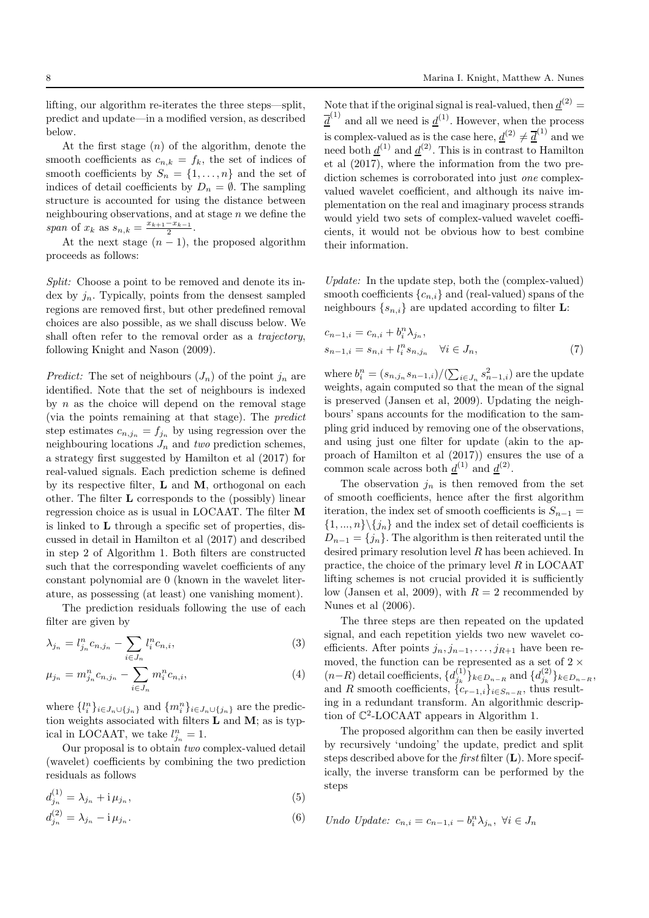lifting, our algorithm re-iterates the three steps—split, predict and update—in a modified version, as described below.

At the first stage ($n$) of the algorithm, denote the smooth coefficients as $c_{n,k} = f_k$, the set of indices of smooth coefficients by $S_n = \{1, \ldots, n\}$ and the set of indices of detail coefficients by $D_n = \emptyset$. The sampling structure is accounted for using the distance between neighbouring observations, and at stage $n$ we define the *span* of $x_k$ as $s_{n,k} = \frac{x_{k+1} - x_{k-1}}{2}$.

At the next stage $(n-1)$, the proposed algorithm proceeds as follows:

*Split:* Choose a point to be removed and denote its index by $j_n$. Typically, points from the densest sampled regions are removed first, but other predefined removal choices are also possible, as we shall discuss below. We shall often refer to the removal order as a *trajectory*, following Knight and Nason (2009).

*Predict:* The set of neighbours $(J_n)$ of the point $j_n$ are identified. Note that the set of neighbours is indexed by $n$ as the choice will depend on the removal stage (via the points remaining at that stage). The *predict* step estimates $c_{n,j_n} = f_{j_n}$ by using regression over the neighbouring locations $J_n$ and *two* prediction schemes, a strategy first suggested by Hamilton et al (2017) for real-valued signals. Each prediction scheme is defined by its respective filter, $\mathbf{L}$ and $\mathbf{M}$, orthogonal on each other. The filter $\mathbf{L}$ corresponds to the (possibly) linear regression choice as is usual in LOCAAT. The filter $\mathbf{M}$ is linked to $\mathbf{L}$ through a specific set of properties, discussed in detail in Hamilton et al (2017) and described in step 2 of Algorithm 1. Both filters are constructed such that the corresponding wavelet coefficients of any constant polynomial are 0 (known in the wavelet literature, as possessing (at least) one vanishing moment).

The prediction residuals following the use of each filter are given by

$$\lambda_{j_n} = l^n_{j_n} c_{n,j_n} - \sum_{i \in J_n} l^n_i c_{n,i}, \tag{3}$$

$$\mu_{j_n} = m^n_{j_n} c_{n,j_n} - \sum_{i \in J_n} m^n_i c_{n,i}, \tag{4}$$

where $\{l^n_i\}_{i \in J_n \cup \{j_n\}}$ and $\{m^n_i\}_{i \in J_n \cup \{j_n\}}$ are the prediction weights associated with filters $\mathbf{L}$ and $\mathbf{M}$; as is typical in LOCAAT, we take $l^n_{j_n} = 1$.

Our proposal is to obtain *two* complex-valued detail (wavelet) coefficients by combining the two prediction residuals as follows

$$d^{(1)}_{j_n} = \lambda_{j_n} + \mathrm{i}\,\mu_{j_n}, \tag{5}$$

$$d^{(2)}_{j_n} = \lambda_{j_n} - \mathrm{i}\,\mu_{j_n}. \tag{6}$$

Note that if the original signal is real-valued, then $\underline{d}^{(2)} = \overline{\underline{d}}^{(1)}$ and all we need is $\underline{d}^{(1)}$. However, when the process is complex-valued as is the case here, $\underline{d}^{(2)} \neq \overline{\underline{d}}^{(1)}$ and we need both $\underline{d}^{(1)}$ and $\underline{d}^{(2)}$. This is in contrast to Hamilton et al (2017), where the information from the two prediction schemes is corroborated into just *one* complex-valued wavelet coefficient, and although its naive implementation on the real and imaginary process strands would yield two sets of complex-valued wavelet coefficients, it would not be obvious how to best combine their information.

*Update:* In the update step, both the (complex-valued) smooth coefficients $\{c_{n,i}\}$ and (real-valued) spans of the neighbours $\{s_{n,i}\}$ are updated according to filter $\mathbf{L}$:

$$\begin{aligned} c_{n-1,i} &= c_{n,i} + b^n_i \lambda_{j_n}, \\ s_{n-1,i} &= s_{n,i} + l^n_i s_{n,j_n} \quad \forall i \in J_n, \end{aligned} \tag{7}$$

where $b^n_i = (s_{n,j_n} s_{n-1,i}) / (\sum_{i \in J_n} s^2_{n-1,i})$ are the update weights, again computed so that the mean of the signal is preserved (Jansen et al, 2009). Updating the neighbours' spans accounts for the modification to the sampling grid induced by removing one of the observations, and using just one filter for update (akin to the approach of Hamilton et al (2017)) ensures the use of a common scale across both $\underline{d}^{(1)}$ and $\underline{d}^{(2)}$.

The observation $j_n$ is then removed from the set of smooth coefficients, hence after the first algorithm iteration, the index set of smooth coefficients is $S_{n-1} = \{1, ..., n\} \backslash \{j_n\}$ and the index set of detail coefficients is $D_{n-1} = \{j_n\}$. The algorithm is then reiterated until the desired primary resolution level $R$ has been achieved. In practice, the choice of the primary level $R$ in LOCAAT lifting schemes is not crucial provided it is sufficiently low (Jansen et al, 2009), with $R = 2$ recommended by Nunes et al (2006).

The three steps are then repeated on the updated signal, and each repetition yields two new wavelet coefficients. After points $j_n, j_{n-1}, \ldots, j_{R+1}$ have been removed, the function can be represented as a set of $2 \times (n-R)$ detail coefficients, $\{d^{(1)}_{j_k}\}_{k \in D_{n-R}}$ and $\{d^{(2)}_{j_k}\}_{k \in D_{n-R}}$, and $R$ smooth coefficients, $\{c_{r-1,i}\}_{i \in S_{n-R}}$, thus resulting in a redundant transform. An algorithmic description of $\mathbb{C}^2$-LOCAAT appears in Algorithm 1.

The proposed algorithm can then be easily inverted by recursively 'undoing' the update, predict and split steps described above for the *first* filter ($\mathbf{L}$). More specifically, the inverse transform can be performed by the steps

*Undo Update:* $c_{n,i} = c_{n-1,i} - b^n_i \lambda_{j_n}, \ \forall i \in J_n$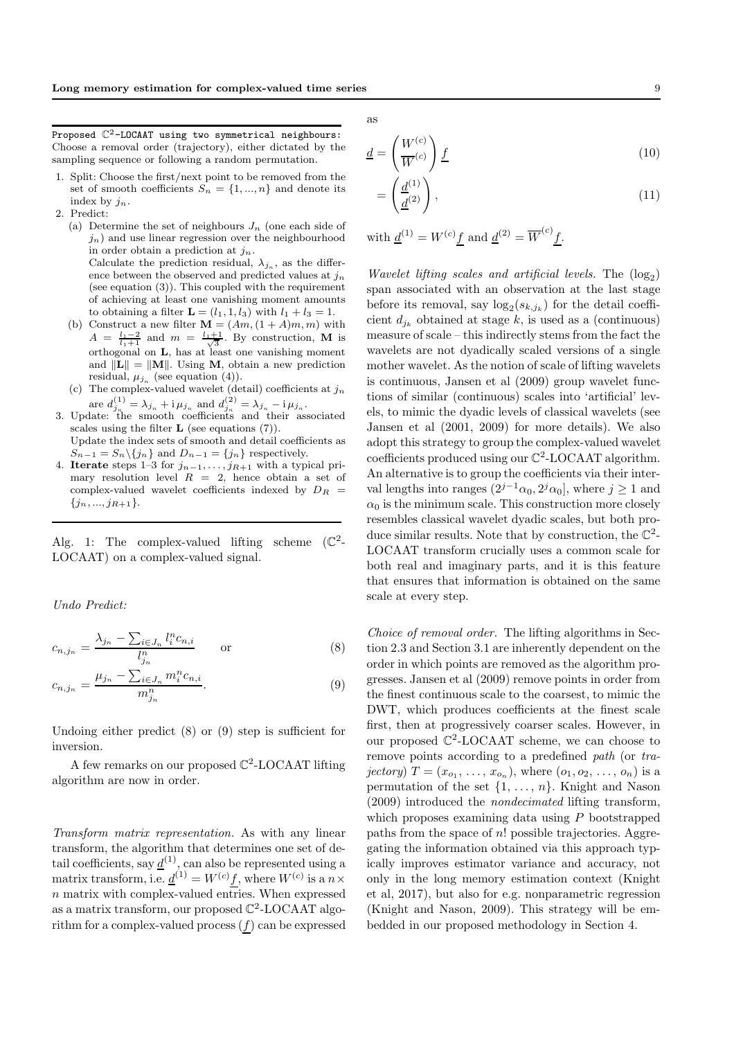**Proposed $\mathbb{C}^2$-LOCAAT using two symmetrical neighbours:** Choose a removal order (trajectory), either dictated by the sampling sequence or following a random permutation.

1. Split: Choose the first/next point to be removed from the set of smooth coefficients $S_n = \{1, ..., n\}$ and denote its index by $j_n$.
2. Predict:
   (a) Determine the set of neighbours $J_n$ (one each side of $j_n$) and use linear regression over the neighbourhood in order obtain a prediction at $j_n$.
   Calculate the prediction residual, $\lambda_{j_n}$, as the difference between the observed and predicted values at $j_n$ (see equation (3)). This coupled with the requirement of achieving at least one vanishing moment amounts to obtaining a filter $\mathbf{L} = (l_1, 1, l_3)$ with $l_1 + l_3 = 1$.
   (b) Construct a new filter $\mathbf{M} = (Am, (1+A)m, m)$ with $A = \frac{l_1 - 2}{l_1 + 1}$ and $m = \frac{l_1+1}{\sqrt{3}}$. By construction, $\mathbf{M}$ is orthogonal on $\mathbf{L}$, has at least one vanishing moment and $\|\mathbf{L}\| = \|\mathbf{M}\|$. Using $\mathbf{M}$, obtain a new prediction residual, $\mu_{j_n}$ (see equation (4)).
   (c) The complex-valued wavelet (detail) coefficients at $j_n$ are $d^{(1)}_{j_n} = \lambda_{j_n} + \mathrm{i}\,\mu_{j_n}$ and $d^{(2)}_{j_n} = \lambda_{j_n} - \mathrm{i}\,\mu_{j_n}$.
3. Update: the smooth coefficients and their associated scales using the filter $\mathbf{L}$ (see equations (7)).
   Update the index sets of smooth and detail coefficients as $S_{n-1} = S_n \backslash \{j_n\}$ and $D_{n-1} = \{j_n\}$ respectively.
4. **Iterate** steps 1–3 for $j_{n-1}, \ldots, j_{R+1}$ with a typical primary resolution level $R = 2$, hence obtain a set of complex-valued wavelet coefficients indexed by $D_R = \{j_n, ..., j_{R+1}\}$.

Alg. 1: The complex-valued lifting scheme ($\mathbb{C}^2$-LOCAAT) on a complex-valued signal.

*Undo Predict:*

$$c_{n,j_n} = \frac{\lambda_{j_n} - \sum_{i \in J_n} l_i^n c_{n,i}}{l_{j_n}^n} \qquad \text{or} \tag{8}$$

$$c_{n,j_n} = \frac{\mu_{j_n} - \sum_{i \in J_n} m_i^n c_{n,i}}{m_{j_n}^n}. \tag{9}$$

Undoing either predict (8) or (9) step is sufficient for inversion.

A few remarks on our proposed $\mathbb{C}^2$-LOCAAT lifting algorithm are now in order.

*Transform matrix representation.* As with any linear transform, the algorithm that determines one set of detail coefficients, say $\underline{d}^{(1)}$, can also be represented using a matrix transform, i.e. $\underline{d}^{(1)} = W^{(c)} \underline{f}$, where $W^{(c)}$ is a $n \times n$ matrix with complex-valued entries. When expressed as a matrix transform, our proposed $\mathbb{C}^2$-LOCAAT algorithm for a complex-valued process ($\underline{f}$) can be expressed as

$$\underline{d} = \begin{pmatrix} W^{(c)} \\ \overline{W}^{(c)} \end{pmatrix} \underline{f} \tag{10}$$

$$= \begin{pmatrix} \underline{d}^{(1)} \\ \underline{d}^{(2)} \end{pmatrix}, \tag{11}$$

with $\underline{d}^{(1)} = W^{(c)} \underline{f}$ and $\underline{d}^{(2)} = \overline{W}^{(c)} \underline{f}$.

*Wavelet lifting scales and artificial levels.* The ($\log_2$) span associated with an observation at the last stage before its removal, say $\log_2(s_{k,j_k})$ for the detail coefficient $d_{j_k}$ obtained at stage $k$, is used as a (continuous) measure of scale – this indirectly stems from the fact the wavelets are not dyadically scaled versions of a single mother wavelet. As the notion of scale of lifting wavelets is continuous, Jansen et al (2009) group wavelet functions of similar (continuous) scales into 'artificial' levels, to mimic the dyadic levels of classical wavelets (see Jansen et al (2001, 2009) for more details). We also adopt this strategy to group the complex-valued wavelet coefficients produced using our $\mathbb{C}^2$-LOCAAT algorithm. An alternative is to group the coefficients via their interval lengths into ranges $(2^{j-1}\alpha_0, 2^j \alpha_0]$, where $j \geq 1$ and $\alpha_0$ is the minimum scale. This construction more closely resembles classical wavelet dyadic scales, but both produce similar results. Note that by construction, the $\mathbb{C}^2$-LOCAAT transform crucially uses a common scale for both real and imaginary parts, and it is this feature that ensures that information is obtained on the same scale at every step.

*Choice of removal order.* The lifting algorithms in Section 2.3 and Section 3.1 are inherently dependent on the order in which points are removed as the algorithm progresses. Jansen et al (2009) remove points in order from the finest continuous scale to the coarsest, to mimic the DWT, which produces coefficients at the finest scale first, then at progressively coarser scales. However, in our proposed $\mathbb{C}^2$-LOCAAT scheme, we can choose to remove points according to a predefined *path* (or *trajectory*) $T = (x_{o_1}, \ldots, x_{o_n})$, where $(o_1, o_2, \ldots, o_n)$ is a permutation of the set $\{1, \ldots, n\}$. Knight and Nason (2009) introduced the *nondecimated* lifting transform, which proposes examining data using $P$ bootstrapped paths from the space of $n!$ possible trajectories. Aggregating the information obtained via this approach typically improves estimator variance and accuracy, not only in the long memory estimation context (Knight et al, 2017), but also for e.g. nonparametric regression (Knight and Nason, 2009). This strategy will be embedded in our proposed methodology in Section 4.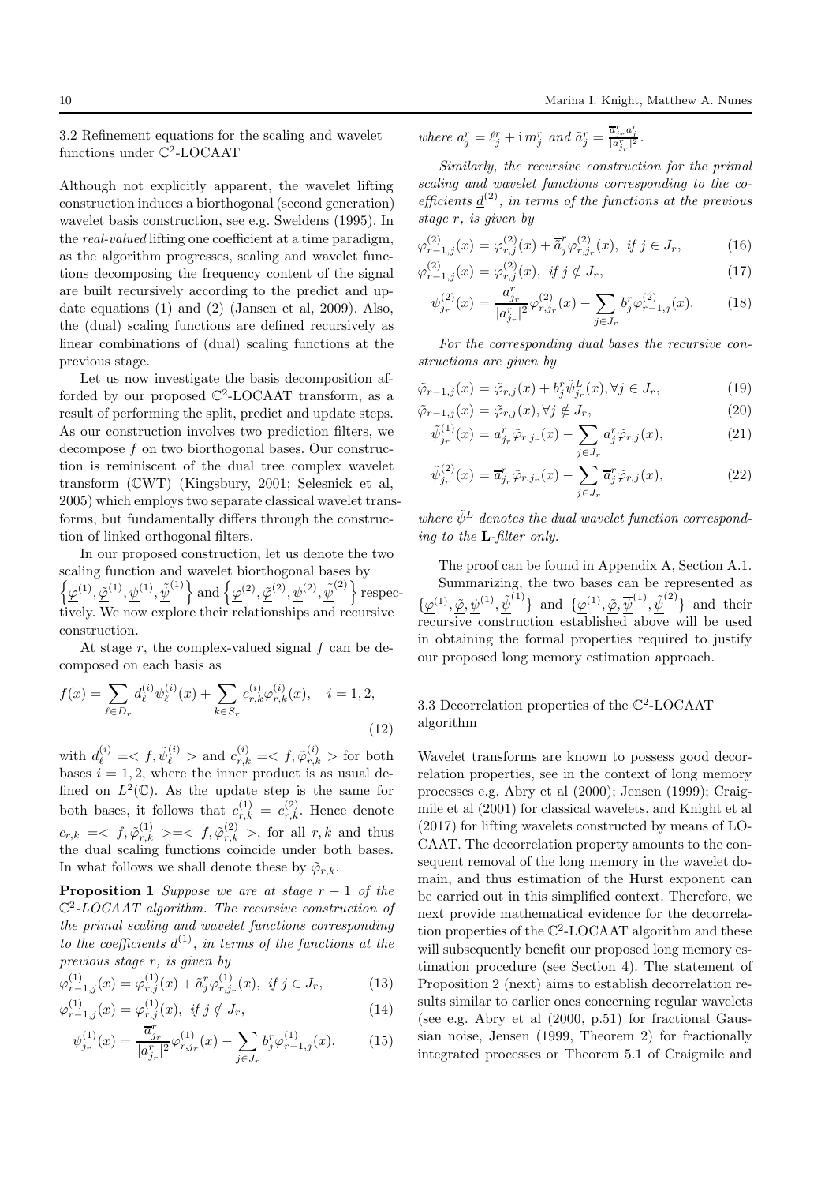### 3.2 Refinement equations for the scaling and wavelet functions under $\mathbb{C}^2$-LOCAAT

Although not explicitly apparent, the wavelet lifting construction induces a biorthogonal (second generation) wavelet basis construction, see e.g. Sweldens (1995). In the *real-valued* lifting one coefficient at a time paradigm, as the algorithm progresses, scaling and wavelet functions decomposing the frequency content of the signal are built recursively according to the predict and update equations (1) and (2) (Jansen et al, 2009). Also, the (dual) scaling functions are defined recursively as linear combinations of (dual) scaling functions at the previous stage.

Let us now investigate the basis decomposition afforded by our proposed $\mathbb{C}^2$-LOCAAT transform, as a result of performing the split, predict and update steps. As our construction involves two prediction filters, we decompose $f$ on two biorthogonal bases. Our construction is reminiscent of the dual tree complex wavelet transform ($\mathbb{C}$WT) (Kingsbury, 2001; Selesnick et al, 2005) which employs two separate classical wavelet transforms, but fundamentally differs through the construction of linked orthogonal filters.

In our proposed construction, let us denote the two scaling function and wavelet biorthogonal bases by $\left\{\underline{\varphi}^{(1)}, \underline{\tilde{\varphi}}^{(1)}, \underline{\psi}^{(1)}, \underline{\tilde{\psi}}^{(1)}\right\}$ and $\left\{\underline{\varphi}^{(2)}, \underline{\tilde{\varphi}}^{(2)}, \underline{\psi}^{(2)}, \underline{\tilde{\psi}}^{(2)}\right\}$ respectively. We now explore their relationships and recursive construction.

At stage $r$, the complex-valued signal $f$ can be decomposed on each basis as

$$f(x) = \sum_{\ell \in D_r} d_\ell^{(i)} \psi_\ell^{(i)}(x) + \sum_{k \in S_r} c_{r,k}^{(i)} \varphi_{r,k}^{(i)}(x), \quad i = 1, 2, \tag{12}$$

with $d_\ell^{(i)} = < f, \tilde{\psi}_\ell^{(i)} >$ and $c_{r,k}^{(i)} = < f, \tilde{\varphi}_{r,k}^{(i)} >$ for both bases $i = 1, 2$, where the inner product is as usual defined on $L^2(\mathbb{C})$. As the update step is the same for both bases, it follows that $c_{r,k}^{(1)} = c_{r,k}^{(2)}$. Hence denote $c_{r,k} = < f, \tilde{\varphi}_{r,k}^{(1)} > = < f, \tilde{\varphi}_{r,k}^{(2)} >$, for all $r, k$ and thus the dual scaling functions coincide under both bases. In what follows we shall denote these by $\tilde{\varphi}_{r,k}$.

**Proposition 1** *Suppose we are at stage $r-1$ of the $\mathbb{C}^2$-LOCAAT algorithm. The recursive construction of the primal scaling and wavelet functions corresponding to the coefficients $\underline{d}^{(1)}$, in terms of the functions at the previous stage $r$, is given by*

$$\varphi_{r-1,j}^{(1)}(x) = \varphi_{r,j}^{(1)}(x) + \tilde{a}_j^r \varphi_{r,j_r}^{(1)}(x), \ \text{if } j \in J_r, \tag{13}$$

$$\varphi_{r-1,j}^{(1)}(x) = \varphi_{r,j}^{(1)}(x), \ \text{if } j \notin J_r, \tag{14}$$

$$\psi_{j_r}^{(1)}(x) = \frac{\overline{a}_{j_r}^r}{|a_{j_r}^r|^2} \varphi_{r,j_r}^{(1)}(x) - \sum_{j \in J_r} b_j^r \varphi_{r-1,j}^{(1)}(x), \tag{15}$$

*where $a_j^r = \ell_j^r + \mathrm{i}\, m_j^r$ and $\tilde{a}_j^r = \frac{\overline{a}_{j_r}^r a_j^r}{|a_{j_r}^r|^2}$.*

*Similarly, the recursive construction for the primal scaling and wavelet functions corresponding to the coefficients $\underline{d}^{(2)}$, in terms of the functions at the previous stage $r$, is given by*

$$\varphi_{r-1,j}^{(2)}(x) = \varphi_{r,j}^{(2)}(x) + \overline{\tilde{a}}_j^r \varphi_{r,j_r}^{(2)}(x), \ \text{if } j \in J_r, \tag{16}$$

$$\varphi_{r-1,j}^{(2)}(x) = \varphi_{r,j}^{(2)}(x), \ \text{if } j \notin J_r, \tag{17}$$

$$\psi_{j_r}^{(2)}(x) = \frac{a_{j_r}^r}{|a_{j_r}^r|^2} \varphi_{r,j_r}^{(2)}(x) - \sum_{j \in J_r} b_j^r \varphi_{r-1,j}^{(2)}(x). \tag{18}$$

*For the corresponding dual bases the recursive constructions are given by*

$$\tilde{\varphi}_{r-1,j}(x) = \tilde{\varphi}_{r,j}(x) + b_j^r \tilde{\psi}_{j_r}^L(x), \forall j \in J_r, \tag{19}$$

$$\tilde{\varphi}_{r-1,j}(x) = \tilde{\varphi}_{r,j}(x), \forall j \notin J_r, \tag{20}$$

$$\tilde{\psi}_{j_r}^{(1)}(x) = a_{j_r}^r \tilde{\varphi}_{r,j_r}(x) - \sum_{j \in J_r} a_j^r \tilde{\varphi}_{r,j}(x), \tag{21}$$

$$\tilde{\psi}_{j_r}^{(2)}(x) = \overline{a}_{j_r}^r \tilde{\varphi}_{r,j_r}(x) - \sum_{j \in J_r} \overline{a}_j^r \tilde{\varphi}_{r,j}(x), \tag{22}$$

*where $\tilde{\psi}^L$ denotes the dual wavelet function corresponding to the* **L***-filter only.*

The proof can be found in Appendix A, Section A.1.

Summarizing, the two bases can be represented as $\{\underline{\varphi}^{(1)}, \underline{\tilde{\varphi}}, \underline{\psi}^{(1)}, \underline{\tilde{\psi}}^{(1)}\}$ and $\{\overline{\underline{\varphi}}^{(1)}, \underline{\tilde{\varphi}}, \overline{\underline{\psi}}^{(1)}, \underline{\tilde{\psi}}^{(2)}\}$ and their recursive construction established above will be used in obtaining the formal properties required to justify our proposed long memory estimation approach.

### 3.3 Decorrelation properties of the $\mathbb{C}^2$-LOCAAT algorithm

Wavelet transforms are known to possess good decorrelation properties, see in the context of long memory processes e.g. Abry et al (2000); Jensen (1999); Craigmile et al (2001) for classical wavelets, and Knight et al (2017) for lifting wavelets constructed by means of LOCAAT. The decorrelation property amounts to the consequent removal of the long memory in the wavelet domain, and thus estimation of the Hurst exponent can be carried out in this simplified context. Therefore, we next provide mathematical evidence for the decorrelation properties of the $\mathbb{C}^2$-LOCAAT algorithm and these will subsequently benefit our proposed long memory estimation procedure (see Section 4). The statement of Proposition 2 (next) aims to establish decorrelation results similar to earlier ones concerning regular wavelets (see e.g. Abry et al (2000, p.51) for fractional Gaussian noise, Jensen (1999, Theorem 2) for fractionally integrated processes or Theorem 5.1 of Craigmile and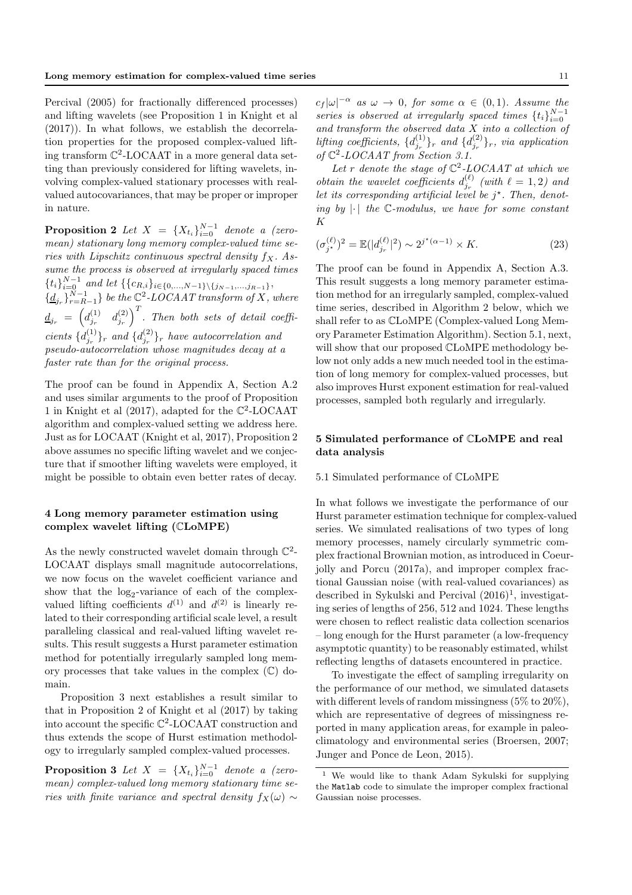Percival (2005) for fractionally differenced processes) and lifting wavelets (see Proposition 1 in Knight et al (2017)). In what follows, we establish the decorrelation properties for the proposed complex-valued lifting transform $\mathbb{C}^2$-LOCAAT in a more general data setting than previously considered for lifting wavelets, involving complex-valued stationary processes with real-valued autocovariances, that may be proper or improper in nature.

**Proposition 2** *Let $X = \{X_{t_i}\}_{i=0}^{N-1}$ denote a (zero-mean) stationary long memory complex-valued time series with Lipschitz continuous spectral density $f_X$. Assume the process is observed at irregularly spaced times $\{t_i\}_{i=0}^{N-1}$ and let $\{\{c_{R,i}\}_{i\in\{0,\ldots,N-1\}\setminus\{j_{N-1},\ldots,j_{R-1}\}},$ $\{\underline{d}_{j_r}\}_{r=R-1}^{N-1}\}$ be the $\mathbb{C}^2$-LOCAAT transform of $X$, where $\underline{d}_{j_r} = \begin{pmatrix} d_{j_r}^{(1)} & d_{j_r}^{(2)} \end{pmatrix}^T$. Then both sets of detail coefficients $\{d_{j_r}^{(1)}\}_r$ and $\{d_{j_r}^{(2)}\}_r$ have autocorrelation and pseudo-autocorrelation whose magnitudes decay at a faster rate than for the original process.*

The proof can be found in Appendix A, Section A.2 and uses similar arguments to the proof of Proposition 1 in Knight et al (2017), adapted for the $\mathbb{C}^2$-LOCAAT algorithm and complex-valued setting we address here. Just as for LOCAAT (Knight et al, 2017), Proposition 2 above assumes no specific lifting wavelet and we conjecture that if smoother lifting wavelets were employed, it might be possible to obtain even better rates of decay.

## 4 Long memory parameter estimation using complex wavelet lifting (ℂLoMPE)

As the newly constructed wavelet domain through $\mathbb{C}^2$-LOCAAT displays small magnitude autocorrelations, we now focus on the wavelet coefficient variance and show that the $\log_2$-variance of each of the complex-valued lifting coefficients $d^{(1)}$ and $d^{(2)}$ is linearly related to their corresponding artificial scale level, a result paralleling classical and real-valued lifting wavelet results. This result suggests a Hurst parameter estimation method for potentially irregularly sampled long memory processes that take values in the complex ($\mathbb{C}$) domain.

Proposition 3 next establishes a result similar to that in Proposition 2 of Knight et al (2017) by taking into account the specific $\mathbb{C}^2$-LOCAAT construction and thus extends the scope of Hurst estimation methodology to irregularly sampled complex-valued processes.

**Proposition 3** *Let $X = \{X_{t_i}\}_{i=0}^{N-1}$ denote a (zero-mean) complex-valued long memory stationary time series with finite variance and spectral density $f_X(\omega) \sim c_f|\omega|^{-\alpha}$ as $\omega \to 0$, for some $\alpha \in (0,1)$. Assume the series is observed at irregularly spaced times $\{t_i\}_{i=0}^{N-1}$ and transform the observed data $X$ into a collection of lifting coefficients, $\{d_{j_r}^{(1)}\}_r$ and $\{d_{j_r}^{(2)}\}_r$, via application of $\mathbb{C}^2$-LOCAAT from Section 3.1.*

*Let $r$ denote the stage of $\mathbb{C}^2$-LOCAAT at which we obtain the wavelet coefficients $d_{j_r}^{(\ell)}$ (with $\ell = 1, 2$) and let its corresponding artificial level be $j^\star$. Then, denoting by $|\cdot|$ the $\mathbb{C}$-modulus, we have for some constant $K$*

$$(\sigma_{j^\star}^{(\ell)})^2 = \mathbb{E}(|d_{j_r}^{(\ell)}|^2) \sim 2^{j^\star(\alpha-1)} \times K. \tag{23}$$

The proof can be found in Appendix A, Section A.3. This result suggests a long memory parameter estimation method for an irregularly sampled, complex-valued time series, described in Algorithm 2 below, which we shall refer to as ℂLoMPE (Complex-valued Long Memory Parameter Estimation Algorithm). Section 5.1, next, will show that our proposed ℂLoMPE methodology below not only adds a new much needed tool in the estimation of long memory for complex-valued processes, but also improves Hurst exponent estimation for real-valued processes, sampled both regularly and irregularly.

## 5 Simulated performance of ℂLoMPE and real data analysis

### 5.1 Simulated performance of ℂLoMPE

In what follows we investigate the performance of our Hurst parameter estimation technique for complex-valued series. We simulated realisations of two types of long memory processes, namely circularly symmetric complex fractional Brownian motion, as introduced in Coeurjolly and Porcu (2017a), and improper complex fractional Gaussian noise (with real-valued covariances) as described in Sykulski and Percival (2016)[1], investigating series of lengths of 256, 512 and 1024. These lengths were chosen to reflect realistic data collection scenarios – long enough for the Hurst parameter (a low-frequency asymptotic quantity) to be reasonably estimated, whilst reflecting lengths of datasets encountered in practice.

To investigate the effect of sampling irregularity on the performance of our method, we simulated datasets with different levels of random missingness (5% to 20%), which are representative of degrees of missingness reported in many application areas, for example in paleoclimatology and environmental series (Broersen, 2007; Junger and Ponce de Leon, 2015).

[1] We would like to thank Adam Sykulski for supplying the `Matlab` code to simulate the improper complex fractional Gaussian noise processes.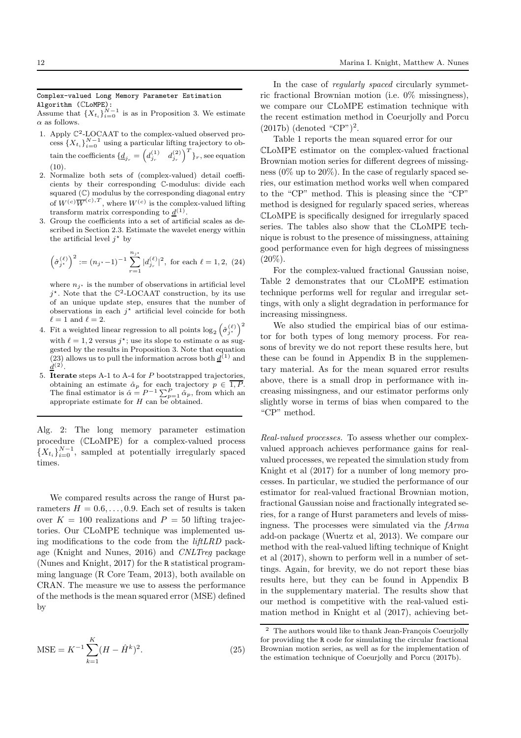**Complex-valued Long Memory Parameter Estimation Algorithm (ℂLoMPE):**

Assume that $\{X_{t_i}\}_{i=0}^{N-1}$ is as in Proposition 3. We estimate $\alpha$ as follows.

1. Apply $\mathbb{C}^2$-LOCAAT to the complex-valued observed process $\{X_{t_i}\}_{i=0}^{N-1}$ using a particular lifting trajectory to obtain the coefficients $\{\underline{d}_{j_r} = \begin{pmatrix} d_{j_r}^{(1)} & d_{j_r}^{(2)} \end{pmatrix}^T\}_r$, see equation (10).
2. Normalize both sets of (complex-valued) detail coefficients by their corresponding $\mathbb{C}$-modulus: divide each squared ($\mathbb{C}$) modulus by the corresponding diagonal entry of $W^{(c)}\overline{W}^{(c),T}$, where $W^{(c)}$ is the complex-valued lifting transform matrix corresponding to $\underline{d}^{(1)}$.
3. Group the coefficients into a set of artificial scales as described in Section 2.3. Estimate the wavelet energy within the artificial level $j^\star$ by

$$\left(\hat{\sigma}_{j^\star}^{(\ell)}\right)^2 := (n_{j^\star}-1)^{-1} \sum_{r=1}^{n_{j^\star}} |d_{j_r}^{(\ell)}|^2, \text{ for each } \ell = 1, 2, \quad (24)$$

where $n_{j^\star}$ is the number of observations in artificial level $j^\star$. Note that the $\mathbb{C}^2$-LOCAAT construction, by its use of an unique update step, ensures that the number of observations in each $j^\star$ artificial level coincide for both $\ell = 1$ and $\ell = 2$.
4. Fit a weighted linear regression to all points $\log_2\left(\hat{\sigma}_{j^\star}^{(\ell)}\right)^2$ with $\ell = 1, 2$ versus $j^\star$; use its slope to estimate $\alpha$ as suggested by the results in Proposition 3. Note that equation (23) allows us to pull the information across both $\underline{d}^{(1)}$ and $\underline{d}^{(2)}$.
5. **Iterate** steps A-1 to A-4 for $P$ bootstrapped trajectories, obtaining an estimate $\hat{\alpha}_p$ for each trajectory $p \in \overline{1, P}$. The final estimator is $\hat{\alpha} = P^{-1}\sum_{p=1}^{P} \hat{\alpha}_p$, from which an appropriate estimate for $H$ can be obtained.

Alg. 2: The long memory parameter estimation procedure (ℂLoMPE) for a complex-valued process $\{X_{t_i}\}_{i=0}^{N-1}$, sampled at potentially irregularly spaced times.

We compared results across the range of Hurst parameters $H = 0.6, \ldots, 0.9$. Each set of results is taken over $K = 100$ realizations and $P = 50$ lifting trajectories. Our ℂLoMPE technique was implemented using modifications to the code from the *liftLRD* package (Knight and Nunes, 2016) and *CNLTreg* package (Nunes and Knight, 2017) for the R statistical programming language (R Core Team, 2013), both available on CRAN. The measure we use to assess the performance of the methods is the mean squared error (MSE) defined by

$$\text{MSE} = K^{-1}\sum_{k=1}^{K}(H - \hat{H}^k)^2. \quad (25)$$

In the case of *regularly spaced* circularly symmetric fractional Brownian motion (i.e. 0% missingness), we compare our ℂLoMPE estimation technique with the recent estimation method in Coeurjolly and Porcu (2017b) (denoted "CP")[2].

Table 1 reports the mean squared error for our ℂLoMPE estimator on the complex-valued fractional Brownian motion series for different degrees of missingness (0% up to 20%). In the case of regularly spaced series, our estimation method works well when compared to the "CP" method. This is pleasing since the "CP" method is designed for regularly spaced series, whereas ℂLoMPE is specifically designed for irregularly spaced series. The tables also show that the ℂLoMPE technique is robust to the presence of missingness, attaining good performance even for high degrees of missingness (20%).

For the complex-valued fractional Gaussian noise, Table 2 demonstrates that our ℂLoMPE estimation technique performs well for regular and irregular settings, with only a slight degradation in performance for increasing missingness.

We also studied the empirical bias of our estimator for both types of long memory process. For reasons of brevity we do not report these results here, but these can be found in Appendix B in the supplementary material. As for the mean squared error results above, there is a small drop in performance with increasing missingness, and our estimator performs only slightly worse in terms of bias when compared to the "CP" method.

*Real-valued processes.* To assess whether our complex-valued approach achieves performance gains for real-valued processes, we repeated the simulation study from Knight et al (2017) for a number of long memory processes. In particular, we studied the performance of our estimator for real-valued fractional Brownian motion, fractional Gaussian noise and fractionally integrated series, for a range of Hurst parameters and levels of missingness. The processes were simulated via the *fArma* add-on package (Wuertz et al, 2013). We compare our method with the real-valued lifting technique of Knight et al (2017), shown to perform well in a number of settings. Again, for brevity, we do not report these bias results here, but they can be found in Appendix B in the supplementary material. The results show that our method is competitive with the real-valued estimation method in Knight et al (2017), achieving bet-

[2] The authors would like to thank Jean-François Coeurjolly for providing the R code for simulating the circular fractional Brownian motion series, as well as for the implementation of the estimation technique of Coeurjolly and Porcu (2017b).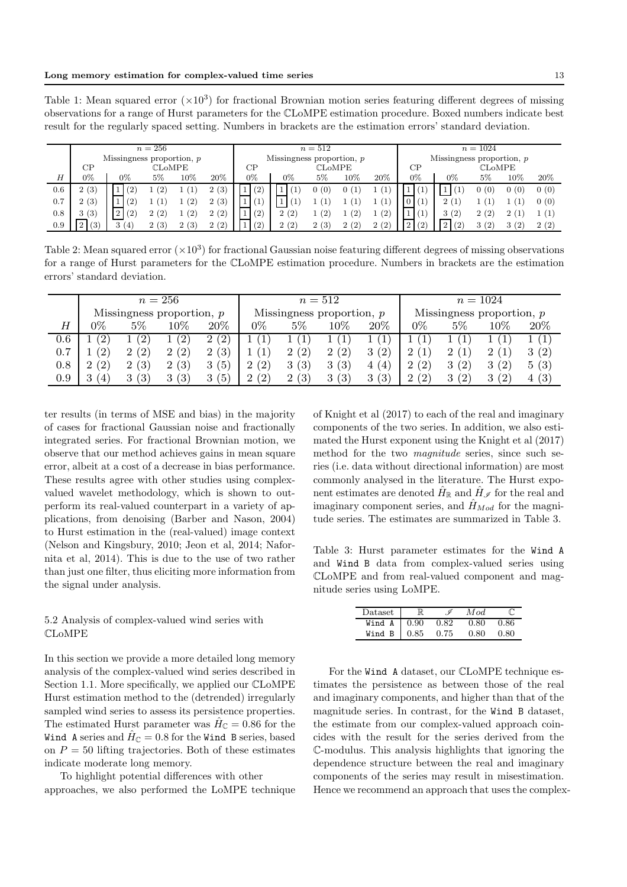Table 1: Mean squared error ($\times 10^3$) for fractional Brownian motion series featuring different degrees of missing observations for a range of Hurst parameters for the ℂLoMPE estimation procedure. Boxed numbers indicate best result for the regularly spaced setting. Numbers in brackets are the estimation errors' standard deviation.

| | $n = 256$ | | | | | $n = 512$ | | | | | $n = 1024$ | | | | |
|---|---|---|---|---|---|---|---|---|---|---|---|---|---|---|---|
| | Missingness proportion, $p$ | | | | | Missingness proportion, $p$ | | | | | Missingness proportion, $p$ | | | | |
| | CP | ℂLoMPE | | | | CP | ℂLoMPE | | | | CP | ℂLoMPE | | | |
| $H$ | 0% | 0% | 5% | 10% | 20% | 0% | 0% | 5% | 10% | 20% | 0% | 0% | 5% | 10% | 20% |
| 0.6 | 2 (3) | [1] (2) | 1 (2) | 1 (1) | 2 (3) | [1] (2) | [1] (1) | 0 (0) | 0 (1) | 1 (1) | [1] (1) | [1] (1) | 0 (0) | 0 (0) | 0 (0) |
| 0.7 | 2 (3) | [1] (2) | 1 (1) | 1 (2) | 2 (3) | [1] (1) | [1] (1) | 1 (1) | 1 (1) | 1 (1) | [0] (1) | 2 (1) | 1 (1) | 1 (1) | 0 (0) |
| 0.8 | 3 (3) | [2] (2) | 2 (2) | 1 (2) | 2 (2) | [1] (2) | 2 (2) | 1 (2) | 1 (2) | 1 (2) | [1] (1) | 3 (2) | 2 (2) | 2 (1) | 1 (1) |
| 0.9 | [2] (3) | 3 (4) | 2 (3) | 2 (3) | 2 (2) | [1] (2) | 2 (2) | 2 (3) | 2 (2) | 2 (2) | [2] (2) | [2] (2) | 3 (2) | 3 (2) | 2 (2) |

Table 2: Mean squared error ($\times 10^3$) for fractional Gaussian noise featuring different degrees of missing observations for a range of Hurst parameters for the ℂLoMPE estimation procedure. Numbers in brackets are the estimation errors' standard deviation.

| | $n = 256$ | | | | $n = 512$ | | | | $n = 1024$ | | | |
|---|---|---|---|---|---|---|---|---|---|---|---|---|
| | Missingness proportion, $p$ | | | | Missingness proportion, $p$ | | | | Missingness proportion, $p$ | | | |
| $H$ | 0% | 5% | 10% | 20% | 0% | 5% | 10% | 20% | 0% | 5% | 10% | 20% |
| 0.6 | 1 (2) | 1 (2) | 1 (2) | 2 (2) | 1 (1) | 1 (1) | 1 (1) | 1 (1) | 1 (1) | 1 (1) | 1 (1) | 1 (1) |
| 0.7 | 1 (2) | 2 (2) | 2 (2) | 2 (3) | 1 (1) | 2 (2) | 2 (2) | 3 (2) | 2 (1) | 2 (1) | 2 (1) | 3 (2) |
| 0.8 | 2 (2) | 2 (3) | 2 (3) | 3 (5) | 2 (2) | 3 (3) | 3 (3) | 4 (4) | 2 (2) | 3 (2) | 3 (2) | 5 (3) |
| 0.9 | 3 (4) | 3 (3) | 3 (3) | 3 (5) | 2 (2) | 2 (3) | 3 (3) | 3 (3) | 2 (2) | 3 (2) | 3 (2) | 4 (3) |

ter results (in terms of MSE and bias) in the majority of cases for fractional Gaussian noise and fractionally integrated series. For fractional Brownian motion, we observe that our method achieves gains in mean square error, albeit at a cost of a decrease in bias performance. These results agree with other studies using complex-valued wavelet methodology, which is shown to outperform its real-valued counterpart in a variety of applications, from denoising (Barber and Nason, 2004) to Hurst estimation in the (real-valued) image context (Nelson and Kingsbury, 2010; Jeon et al, 2014; Nafornita et al, 2014). This is due to the use of two rather than just one filter, thus eliciting more information from the signal under analysis.

### 5.2 Analysis of complex-valued wind series with ℂLoMPE

In this section we provide a more detailed long memory analysis of the complex-valued wind series described in Section 1.1. More specifically, we applied our ℂLoMPE Hurst estimation method to the (detrended) irregularly sampled wind series to assess its persistence properties. The estimated Hurst parameter was $\hat{H}_{\mathbb{C}} = 0.86$ for the `Wind A` series and $\hat{H}_{\mathbb{C}} = 0.8$ for the `Wind B` series, based on $P = 50$ lifting trajectories. Both of these estimates indicate moderate long memory.

To highlight potential differences with other approaches, we also performed the LoMPE technique of Knight et al (2017) to each of the real and imaginary components of the two series. In addition, we also estimated the Hurst exponent using the Knight et al (2017) method for the two *magnitude* series, since such series (i.e. data without directional information) are most commonly analysed in the literature. The Hurst exponent estimates are denoted $\hat{H}_{\mathbb{R}}$ and $\hat{H}_{\mathscr{I}}$ for the real and imaginary component series, and $\hat{H}_{Mod}$ for the magnitude series. The estimates are summarized in Table 3.

Table 3: Hurst parameter estimates for the `Wind A` and `Wind B` data from complex-valued series using ℂLoMPE and from real-valued component and magnitude series using LoMPE.

| Dataset | $\mathbb{R}$ | $\mathscr{I}$ | $Mod$ | $\mathbb{C}$ |
|---|---|---|---|---|
| `Wind A` | 0.90 | 0.82 | 0.80 | 0.86 |
| `Wind B` | 0.85 | 0.75 | 0.80 | 0.80 |

For the `Wind A` dataset, our ℂLoMPE technique estimates the persistence as between those of the real and imaginary components, and higher than that of the magnitude series. In contrast, for the `Wind B` dataset, the estimate from our complex-valued approach coincides with the result for the series derived from the ℂ-modulus. This analysis highlights that ignoring the dependence structure between the real and imaginary components of the series may result in misestimation. Hence we recommend an approach that uses the complex-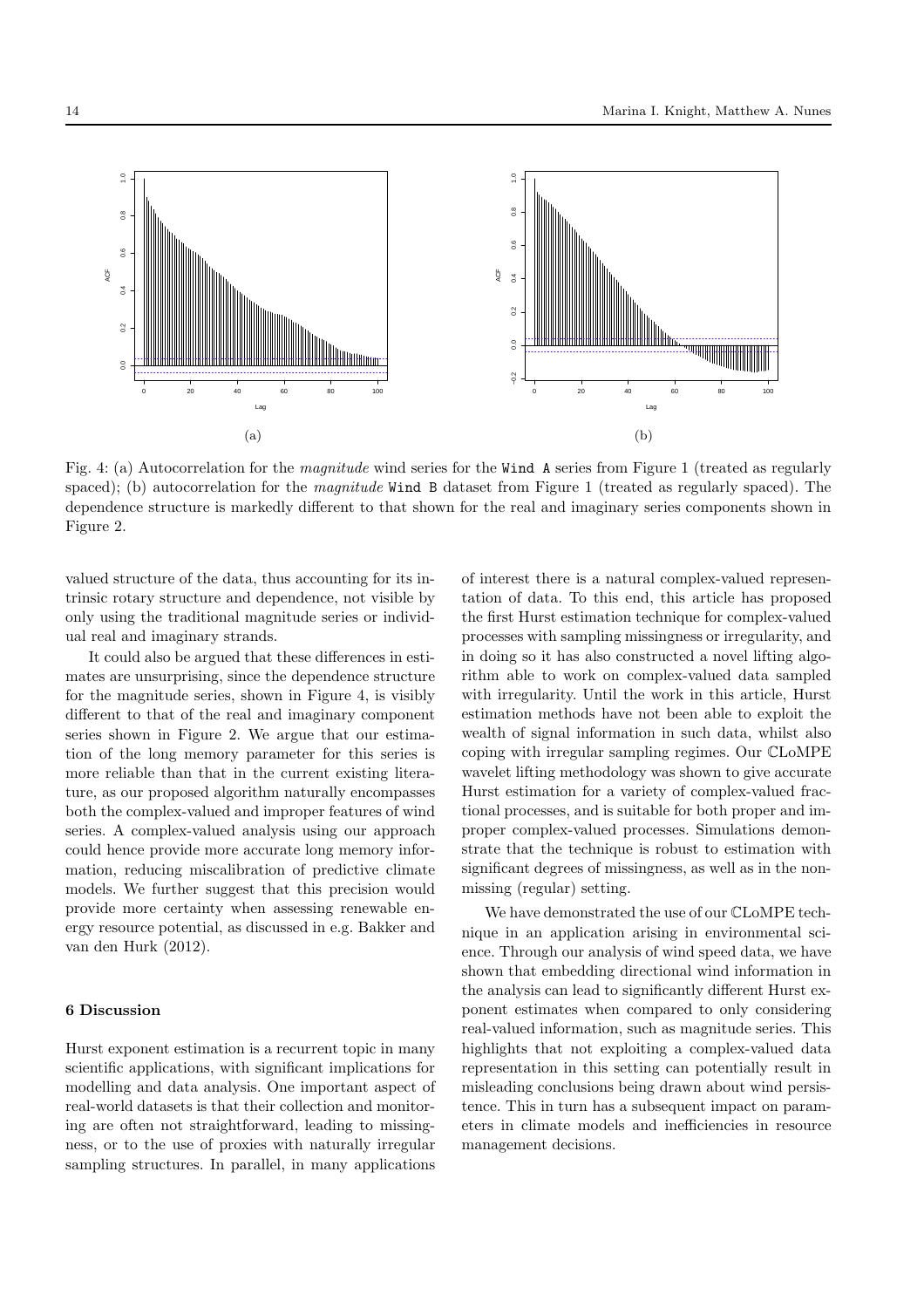Fig. 4: (a) Autocorrelation for the *magnitude* wind series for the `Wind A` series from Figure 1 (treated as regularly spaced); (b) autocorrelation for the *magnitude* `Wind B` dataset from Figure 1 (treated as regularly spaced). The dependence structure is markedly different to that shown for the real and imaginary series components shown in Figure 2.

valued structure of the data, thus accounting for its intrinsic rotary structure and dependence, not visible by only using the traditional magnitude series or individual real and imaginary strands.

It could also be argued that these differences in estimates are unsurprising, since the dependence structure for the magnitude series, shown in Figure 4, is visibly different to that of the real and imaginary component series shown in Figure 2. We argue that our estimation of the long memory parameter for this series is more reliable than that in the current existing literature, as our proposed algorithm naturally encompasses both the complex-valued and improper features of wind series. A complex-valued analysis using our approach could hence provide more accurate long memory information, reducing miscalibration of predictive climate models. We further suggest that this precision would provide more certainty when assessing renewable energy resource potential, as discussed in e.g. Bakker and van den Hurk (2012).

## 6 Discussion

Hurst exponent estimation is a recurrent topic in many scientific applications, with significant implications for modelling and data analysis. One important aspect of real-world datasets is that their collection and monitoring are often not straightforward, leading to missingness, or to the use of proxies with naturally irregular sampling structures. In parallel, in many applications of interest there is a natural complex-valued representation of data. To this end, this article has proposed the first Hurst estimation technique for complex-valued processes with sampling missingness or irregularity, and in doing so it has also constructed a novel lifting algorithm able to work on complex-valued data sampled with irregularity. Until the work in this article, Hurst estimation methods have not been able to exploit the wealth of signal information in such data, whilst also coping with irregular sampling regimes. Our $\mathbb{C}$LoMPE wavelet lifting methodology was shown to give accurate Hurst estimation for a variety of complex-valued fractional processes, and is suitable for both proper and improper complex-valued processes. Simulations demonstrate that the technique is robust to estimation with significant degrees of missingness, as well as in the nonmissing (regular) setting.

We have demonstrated the use of our $\mathbb{C}$LoMPE technique in an application arising in environmental science. Through our analysis of wind speed data, we have shown that embedding directional wind information in the analysis can lead to significantly different Hurst exponent estimates when compared to only considering real-valued information, such as magnitude series. This highlights that not exploiting a complex-valued data representation in this setting can potentially result in misleading conclusions being drawn about wind persistence. This in turn has a subsequent impact on parameters in climate models and inefficiencies in resource management decisions.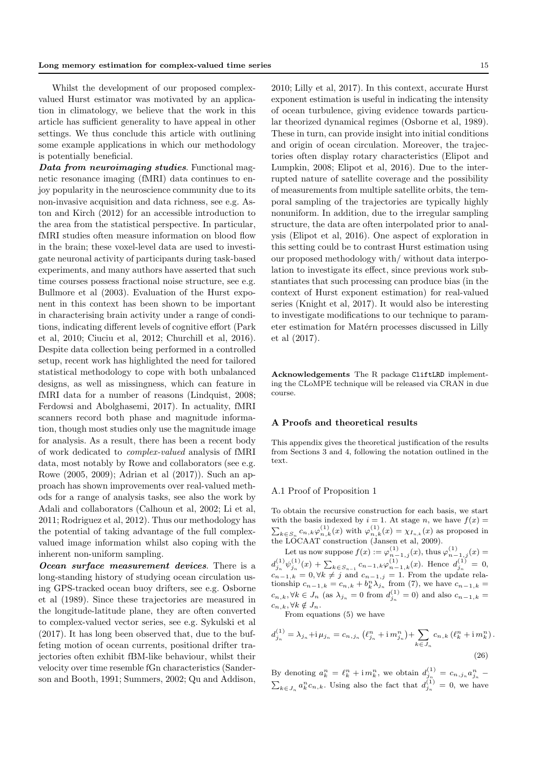Whilst the development of our proposed complex-valued Hurst estimator was motivated by an application in climatology, we believe that the work in this article has sufficient generality to have appeal in other settings. We thus conclude this article with outlining some example applications in which our methodology is potentially beneficial.

***Data from neuroimaging studies***. Functional magnetic resonance imaging (fMRI) data continues to enjoy popularity in the neuroscience community due to its non-invasive acquisition and data richness, see e.g. Aston and Kirch (2012) for an accessible introduction to the area from the statistical perspective. In particular, fMRI studies often measure information on blood flow in the brain; these voxel-level data are used to investigate neuronal activity of participants during task-based experiments, and many authors have asserted that such time courses possess fractional noise structure, see e.g. Bullmore et al (2003). Evaluation of the Hurst exponent in this context has been shown to be important in characterising brain activity under a range of conditions, indicating different levels of cognitive effort (Park et al, 2010; Ciuciu et al, 2012; Churchill et al, 2016). Despite data collection being performed in a controlled setup, recent work has highlighted the need for tailored statistical methodology to cope with both unbalanced designs, as well as missingness, which can feature in fMRI data for a number of reasons (Lindquist, 2008; Ferdowsi and Abolghasemi, 2017). In actuality, fMRI scanners record both phase and magnitude information, though most studies only use the magnitude image for analysis. As a result, there has been a recent body of work dedicated to *complex-valued* analysis of fMRI data, most notably by Rowe and collaborators (see e.g. Rowe (2005, 2009); Adrian et al (2017)). Such an approach has shown improvements over real-valued methods for a range of analysis tasks, see also the work by Adali and collaborators (Calhoun et al, 2002; Li et al, 2011; Rodriguez et al, 2012). Thus our methodology has the potential of taking advantage of the full complex-valued image information whilst also coping with the inherent non-uniform sampling.

***Ocean surface measurement devices***. There is a long-standing history of studying ocean circulation using GPS-tracked ocean buoy drifters, see e.g. Osborne et al (1989). Since these trajectories are measured in the longitude-latitude plane, they are often converted to complex-valued vector series, see e.g. Sykulski et al (2017). It has long been observed that, due to the buffeting motion of ocean currents, positional drifter trajectories often exhibit fBM-like behaviour, whilst their velocity over time resemble fGn characteristics (Sanderson and Booth, 1991; Summers, 2002; Qu and Addison, 2010; Lilly et al, 2017). In this context, accurate Hurst exponent estimation is useful in indicating the intensity of ocean turbulence, giving evidence towards particular theorized dynamical regimes (Osborne et al, 1989). These in turn, can provide insight into initial conditions and origin of ocean circulation. Moreover, the trajectories often display rotary characteristics (Elipot and Lumpkin, 2008; Elipot et al, 2016). Due to the interrupted nature of satellite coverage and the possibility of measurements from multiple satellite orbits, the temporal sampling of the trajectories are typically highly nonuniform. In addition, due to the irregular sampling structure, the data are often interpolated prior to analysis (Elipot et al, 2016). One aspect of exploration in this setting could be to contrast Hurst estimation using our proposed methodology with/ without data interpolation to investigate its effect, since previous work substantiates that such processing can produce bias (in the context of Hurst exponent estimation) for real-valued series (Knight et al, 2017). It would also be interesting to investigate modifications to our technique to parameter estimation for Matérn processes discussed in Lilly et al (2017).

**Acknowledgements** The R package `CliftLRD` implementing the ℂLoMPE technique will be released via CRAN in due course.

## A Proofs and theoretical results

This appendix gives the theoretical justification of the results from Sections 3 and 4, following the notation outlined in the text.

### A.1 Proof of Proposition 1

To obtain the recursive construction for each basis, we start with the basis indexed by $i = 1$. At stage $n$, we have $f(x) = \sum_{k\in S_n} c_{n,k}\varphi^{(1)}_{n,k}(x)$ with $\varphi^{(1)}_{n,k}(x) = \chi_{I_{n,k}}(x)$ as proposed in the LOCAAT construction (Jansen et al, 2009).

Let us now suppose $f(x) := \varphi^{(1)}_{n-1,j}(x)$, thus $\varphi^{(1)}_{n-1,j}(x) = d^{(1)}_{j_n}\psi^{(1)}_{j_n}(x) + \sum_{k\in S_{n-1}} c_{n-1,k}\varphi^{(1)}_{n-1,k}(x)$. Hence $d^{(1)}_{j_n} = 0$, $c_{n-1,k} = 0, \forall k \neq j$ and $c_{n-1,j} = 1$. From the update relationship $c_{n-1,k} = c_{n,k} + b^n_k \lambda_{j_n}$ from (7), we have $c_{n-1,k} = c_{n,k}, \forall k \in J_n$ (as $\lambda_{j_n} = 0$ from $d^{(1)}_{j_n} = 0$) and also $c_{n-1,k} = c_{n,k}, \forall k \notin J_n$.

From equations (5) we have

$$d^{(1)}_{j_n} = \lambda_{j_n} + \mathrm{i}\,\mu_{j_n} = c_{n,j_n}\left(\ell^n_{j_n} + \mathrm{i}\, m^n_{j_n}\right) + \sum_{k\in J_n} c_{n,k}\left(\ell^n_k + \mathrm{i}\, m^n_k\right). \tag{26}$$

By denoting $a^n_k = \ell^n_k + \mathrm{i}\, m^n_k$, we obtain $d^{(1)}_{j_n} = c_{n,j_n}a^n_{j_n} - \sum_{k\in J_n} a^n_k c_{n,k}$. Using also the fact that $d^{(1)}_{j_n} = 0$, we have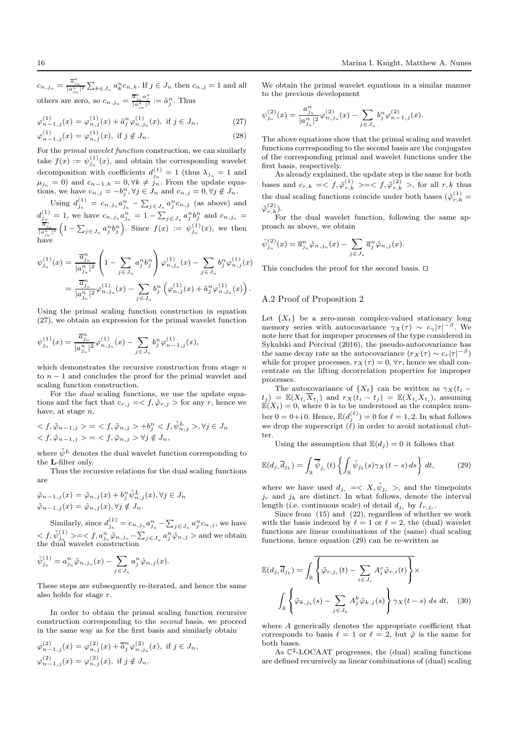$c_{n,j_n} = \frac{\overline{a}^n_{j_n}}{|a^n_{j_n}|^2} \sum_{k \in J_n} a^n_k c_{n,k}$. If $j \in J_n$ then $c_{n,j} = 1$ and all others are zero, so $c_{n,j_n} = \frac{\overline{a}^n_{j_n} a^n_j}{|a^n_{j_n}|^2} := \tilde{a}^n_j$. Thus

$$\varphi^{(1)}_{n-1,j}(x) = \varphi^{(1)}_{n,j}(x) + \tilde{a}^n_j \varphi^{(1)}_{n,j_n}(x), \text{ if } j \in J_n, \tag{27}$$

$$\varphi^{(1)}_{n-1,j}(x) = \varphi^{(1)}_{n,j}(x), \text{ if } j \notin J_n. \tag{28}$$

For the *primal wavelet function* construction, we can similarly take $f(x) := \psi^{(1)}_{j_n}(x)$, and obtain the corresponding wavelet decomposition with coefficients $d^{(1)}_{j_n} = 1$ (thus $\lambda_{j_n} = 1$ and $\mu_{j_n} = 0$) and $c_{n-1,k} = 0, \forall k \neq j_n$. From the update equations, we have $c_{n,j} = -b^n_j, \forall j \in J_n$ and $c_{n,j} = 0, \forall j \notin J_n$.

Using $d^{(1)}_{j_n} = c_{n,j_n} a^n_{j_n} - \sum_{j \in J_n} a^n_j c_{n,j}$ (as above) and $d^{(1)}_{j_n} = 1$, we have $c_{n,j_n} a^n_{j_n} = 1 - \sum_{j \in J_n} a^n_j b^n_j$ and $c_{n,j_n} = \frac{\overline{a}^n_{j_n}}{|a^n_{j_n}|^2}\left(1 - \sum_{j \in J_n} a^n_j b^n_j\right)$. Since $f(x) := \psi^{(1)}_{j_n}(x)$, we then have

$$\begin{aligned}
\psi^{(1)}_{j_n}(x) &= \frac{\overline{a}^n_{j_n}}{|a^n_{j_n}|^2}\left(1 - \sum_{j \in J_n} a^n_j b^n_j\right) \varphi^{(1)}_{n,j_n}(x) - \sum_{j \in J_n} b^n_j \varphi^{(1)}_{n,j}(x) \\
&= \frac{\overline{a}^n_{j_n}}{|a^n_{j_n}|^2} \varphi^{(1)}_{n,j_n}(x) - \sum_{j \in J_n} b^n_j \left(\varphi^{(1)}_{n,j}(x) + \tilde{a}^n_j \varphi^{(1)}_{n,j_n}(x)\right).
\end{aligned}$$

Using the primal scaling function construction in equation (27), we obtain an expression for the primal wavelet function

$$\psi^{(1)}_{j_n}(x) = \frac{\overline{a}^n_{j_n}}{|a^n_{j_n}|^2} \varphi^{(1)}_{n,j_n}(x) - \sum_{j \in J_n} b^n_j \varphi^{(1)}_{n-1,j}(x),$$

which demonstrates the recursive construction from stage $n$ to $n-1$ and concludes the proof for the primal wavelet and scaling function construction.

For the *dual* scaling functions, we use the update equations and the fact that $c_{r,j} =< f, \tilde{\varphi}_{r,j} >$ for any $r$, hence we have, at stage $n$,

$$< f, \tilde{\varphi}_{n-1,j} > = < f, \tilde{\varphi}_{n,j} > + b^n_j < f, \tilde{\psi}^L_{n,j} >, \forall j \in J_n$$
$$< f, \tilde{\varphi}_{n-1,j} > = < f, \tilde{\varphi}_{n,j} > \forall j \notin J_n,$$

where $\tilde{\psi}^L$ denotes the dual wavelet function corresponding to the **L**-filter only.

Thus the recursive relations for the dual scaling functions are

$$\tilde{\varphi}_{n-1,j}(x) = \tilde{\varphi}_{n,j}(x) + b^n_j \tilde{\psi}^L_{n,j}(x), \forall j \in J_n$$
$$\tilde{\varphi}_{n-1,j}(x) = \tilde{\varphi}_{n,j}(x), \forall j \notin J_n.$$

Similarly, since $d^{(1)}_{j_n} = c_{n,j_n} a^n_{j_n} - \sum_{j \in J_n} a^n_j c_{n,j}$, we have $< f, \tilde{\psi}^{(1)}_{j_n} > = < f, a^n_{j_n} \tilde{\varphi}_{n,j_n} - \sum_{j \in J_n} a^n_j \tilde{\varphi}_{n,j} >$ and we obtain the dual wavelet construction

$$\tilde{\psi}^{(1)}_{j_n} = a^n_{j_n} \tilde{\varphi}_{n,j_n}(x) - \sum_{j \in J_n} a^n_j \tilde{\varphi}_{n,j}(x).$$

These steps are subsequently re-iterated, and hence the same also holds for stage $r$.

In order to obtain the primal scaling function recursive construction corresponding to the *second* basis, we proceed in the same way as for the first basis and similarly obtain

$$\varphi^{(2)}_{n-1,j}(x) = \varphi^{(2)}_{n,j}(x) + \overline{\tilde{a}}^n_j \varphi^{(2)}_{n,j_n}(x), \text{ if } j \in J_n,$$
$$\varphi^{(2)}_{n-1,j}(x) = \varphi^{(2)}_{n,j}(x), \text{ if } j \notin J_n.$$

We obtain the primal wavelet equations in a similar manner to the previous development

$$\psi^{(2)}_{j_n}(x) = \frac{a^n_{j_n}}{|a^n_{j_n}|^2} \varphi^{(2)}_{n,j_n}(x) - \sum_{j \in J_n} b^n_j \varphi^{(2)}_{n-1,j}(x).$$

The above equations show that the primal scaling and wavelet functions corresponding to the second basis are the conjugates of the corresponding primal and wavelet functions under the first basis, respectively.

As already explained, the update step is the same for both bases and $c_{r,k} =< f, \tilde{\varphi}^{(1)}_{r,k} > = < f, \tilde{\varphi}^{(2)}_{r,k} >$, for all $r, k$ thus the dual scaling functions coincide under both bases ($\tilde{\varphi}^{(1)}_{r,k} = \tilde{\varphi}^{(2)}_{r,k}$).

For the dual wavelet function, following the same approach as above, we obtain

$$\tilde{\psi}^{(2)}_{j_n}(x) = \overline{a}^n_{j_n} \tilde{\varphi}_{n,j_n}(x) - \sum_{j \in J_n} \overline{a}^n_j \tilde{\varphi}_{n,j}(x).$$

This concludes the proof for the second basis. □

## A.2 Proof of Proposition 2

Let $\{X_t\}$ be a zero-mean complex-valued stationary long memory series with autocovariance $\gamma_X(\tau) \sim c_\gamma |\tau|^{-\beta}$. We note here that for improper processes of the type considered in Sykulski and Percival (2016), the pseudo-autocovariance has the same decay rate as the autocovariance ($r_X(\tau) \sim c_r |\tau|^{-\beta}$) while for proper processes, $r_X(\tau) = 0, \forall \tau$, hence we shall concentrate on the lifting decorrelation properties for improper processes.

The autocovariance of $\{X_t\}$ can be written as $\gamma_X(t_i - t_j) = \mathbb{E}(X_{t_i} \overline{X}_{t_j})$ and $r_X(t_i - t_j) = \mathbb{E}(X_{t_i} X_{t_j})$, assuming $\mathbb{E}(X_t) = 0$, where 0 is to be understood as the complex number $0 = 0 + \mathrm{i}\,0$. Hence, $\mathbb{E}(d^{(\ell)}_j) = 0$ for $\ell = 1, 2$. In what follows we drop the superscript $(\ell)$ in order to avoid notational clutter.

Using the assumption that $\mathbb{E}(d_j) = 0$ it follows that

$$\mathbb{E}(d_{j_r} \overline{d}_{j_k}) = \int_{\mathbb{R}} \overline{\tilde{\psi}}_{j_r}(t) \left\{ \int_{\mathbb{R}} \tilde{\psi}_{j_k}(s) \gamma_X(t-s)\, ds \right\} dt, \tag{29}$$

where we have used $d_{j_r} =< X, \tilde{\psi}_{j_r} >$, and the timepoints $j_r$ and $j_k$ are distinct. In what follows, denote the interval length (i.e. continuous scale) of detail $d_{j_r}$ by $I_{r,j_r}$.

Since from (15) and (22), regardless of whether we work with the basis indexed by $\ell = 1$ or $\ell = 2$, the (dual) wavelet functions are linear combinations of the (same) dual scaling functions, hence equation (29) can be re-written as

$$\mathbb{E}(d_{j_r} \overline{d}_{j_k}) = \int_{\mathbb{R}} \overline{\left\{ \tilde{\varphi}_{r,j_r}(t) - \sum_{i \in J_r} A^r_i \tilde{\varphi}_{r,i}(t) \right\}} \times \int_{\mathbb{R}} \left\{ \tilde{\varphi}_{k,j_k}(s) - \sum_{j \in J_k} A^k_j \tilde{\varphi}_{k,j}(s) \right\} \gamma_X(t-s)\, ds\, dt, \tag{30}$$

where $A$ generically denotes the appropriate coefficient that corresponds to basis $\ell = 1$ or $\ell = 2$, but $\tilde{\varphi}$ is the same for both bases.

As $\mathbb{C}^2$-LOCAAT progresses, the (dual) scaling functions are defined recursively as linear combinations of (dual) scaling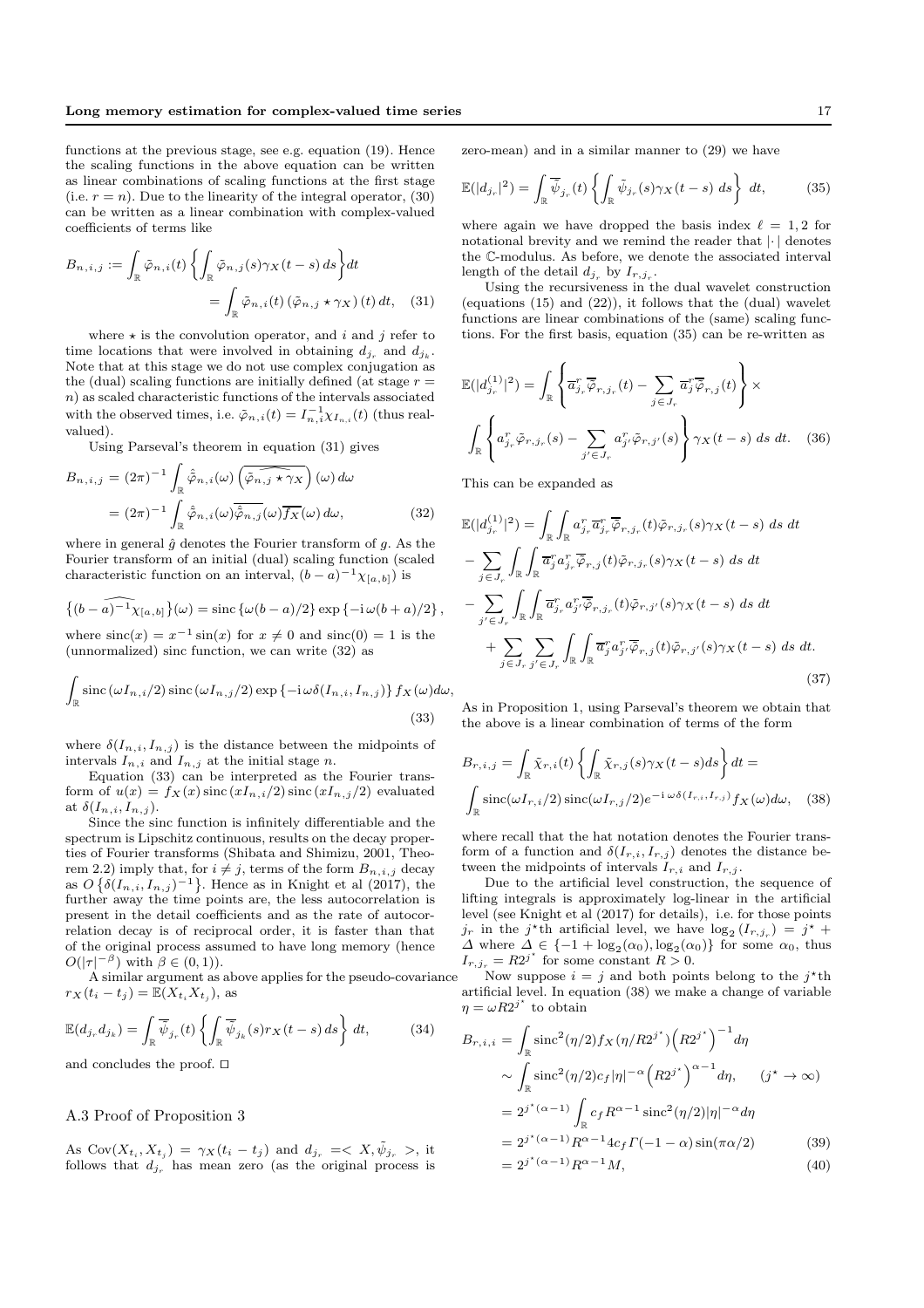functions at the previous stage, see e.g. equation (19). Hence the scaling functions in the above equation can be written as linear combinations of scaling functions at the first stage (i.e. $r = n$). Due to the linearity of the integral operator, (30) can be written as a linear combination with complex-valued coefficients of terms like

$$
\begin{aligned}
B_{n,i,j} &:= \int_{\mathbb{R}} \tilde{\varphi}_{n,i}(t) \left\{ \int_{\mathbb{R}} \tilde{\varphi}_{n,j}(s) \gamma_X(t-s)\, ds \right\} dt \\
&= \int_{\mathbb{R}} \tilde{\varphi}_{n,i}(t) \left( \tilde{\varphi}_{n,j} \star \gamma_X \right)(t)\, dt, \quad (31)
\end{aligned}
$$

where $\star$ is the convolution operator, and $i$ and $j$ refer to time locations that were involved in obtaining $d_{j_r}$ and $d_{j_k}$. Note that at this stage we do not use complex conjugation as the (dual) scaling functions are initially defined (at stage $r = n$) as scaled characteristic functions of the intervals associated with the observed times, i.e. $\tilde{\varphi}_{n,i}(t) = I_{n,i}^{-1}\chi_{I_{n,i}}(t)$ (thus real-valued).

Using Parseval's theorem in equation (31) gives

$$
\begin{aligned}
B_{n,i,j} &= (2\pi)^{-1} \int_{\mathbb{R}} \hat{\tilde{\varphi}}_{n,i}(\omega) \overline{\left( \widehat{\tilde{\varphi}_{n,j} \star \gamma_X} \right)}(\omega)\, d\omega \\
&= (2\pi)^{-1} \int_{\mathbb{R}} \hat{\tilde{\varphi}}_{n,i}(\omega) \overline{\hat{\tilde{\varphi}}_{n,j}}(\omega) \overline{f_X}(\omega)\, d\omega, \quad (32)
\end{aligned}
$$

where in general $\hat{g}$ denotes the Fourier transform of $g$. As the Fourier transform of an initial (dual) scaling function (scaled characteristic function on an interval, $(b-a)^{-1}\chi_{[a,b]}$) is

$$
\left\{ \widehat{(b-a)^{-1}\chi_{[a,b]}} \right\}(\omega) = \operatorname{sinc}\left\{ \omega(b-a)/2 \right\} \exp\left\{ -\mathrm{i}\,\omega(b+a)/2 \right\},
$$

where $\operatorname{sinc}(x) = x^{-1}\sin(x)$ for $x \neq 0$ and $\operatorname{sinc}(0) = 1$ is the (unnormalized) sinc function, we can write (32) as

$$
\int_{\mathbb{R}} \operatorname{sinc}\left( \omega I_{n,i}/2 \right) \operatorname{sinc}\left( \omega I_{n,j}/2 \right) \exp\left\{ -\mathrm{i}\,\omega \delta(I_{n,i}, I_{n,j}) \right\} f_X(\omega) d\omega, \quad (33)
$$

where $\delta(I_{n,i}, I_{n,j})$ is the distance between the midpoints of intervals $I_{n,i}$ and $I_{n,j}$ at the initial stage $n$.

Equation (33) can be interpreted as the Fourier transform of $u(x) = f_X(x)\operatorname{sinc}(xI_{n,i}/2)\operatorname{sinc}(xI_{n,j}/2)$ evaluated at $\delta(I_{n,i}, I_{n,j})$.

Since the sinc function is infinitely differentiable and the spectrum is Lipschitz continuous, results on the decay properties of Fourier transforms (Shibata and Shimizu, 2001, Theorem 2.2) imply that, for $i \neq j$, terms of the form $B_{n,i,j}$ decay as $O\left\{ \delta(I_{n,i}, I_{n,j})^{-1} \right\}$. Hence as in Knight et al (2017), the further away the time points are, the less autocorrelation is present in the detail coefficients and as the rate of autocorrelation decay is of reciprocal order, it is faster than that of the original process assumed to have long memory (hence $O(|\tau|^{-\beta})$ with $\beta \in (0, 1)$).

A similar argument as above applies for the pseudo-covariance $r_X(t_i - t_j) = \mathbb{E}(X_{t_i} X_{t_j})$, as

$$
\mathbb{E}(d_{j_r} d_{j_k}) = \int_{\mathbb{R}} \overline{\tilde{\psi}}_{j_r}(t) \left\{ \int_{\mathbb{R}} \overline{\tilde{\psi}}_{j_k}(s) r_X(t-s)\, ds \right\} dt, \quad (34)
$$

and concludes the proof. □

### A.3 Proof of Proposition 3

As $\operatorname{Cov}(X_{t_i}, X_{t_j}) = \gamma_X(t_i - t_j)$ and $d_{j_r} = < X, \tilde{\psi}_{j_r} >$, it follows that $d_{j_r}$ has mean zero (as the original process is zero-mean) and in a similar manner to (29) we have

$$
\mathbb{E}(|d_{j_r}|^2) = \int_{\mathbb{R}} \overline{\tilde{\psi}}_{j_r}(t) \left\{ \int_{\mathbb{R}} \tilde{\psi}_{j_r}(s) \gamma_X(t-s)\, ds \right\} dt, \quad (35)
$$

where again we have dropped the basis index $\ell = 1, 2$ for notational brevity and we remind the reader that $|\cdot|$ denotes the $\mathbb{C}$-modulus. As before, we denote the associated interval length of the detail $d_{j_r}$ by $I_{r,j_r}$.

Using the recursiveness in the dual wavelet construction (equations (15) and (22)), it follows that the (dual) wavelet functions are linear combinations of the (same) scaling functions. For the first basis, equation (35) can be re-written as

$$
\begin{aligned}
\mathbb{E}(|d_{j_r}^{(1)}|^2) &= \int_{\mathbb{R}} \left\{ \overline{a}_{j_r}^r \overline{\tilde{\varphi}}_{r,j_r}(t) - \sum_{j \in J_r} \overline{a}_j^r \overline{\tilde{\varphi}}_{r,j}(t) \right\} \times \\
&\int_{\mathbb{R}} \left\{ a_{j_r}^r \tilde{\varphi}_{r,j_r}(s) - \sum_{j' \in J_r} a_{j'}^r \tilde{\varphi}_{r,j'}(s) \right\} \gamma_X(t-s)\, ds\, dt. \quad (36)
\end{aligned}
$$

This can be expanded as

$$
\begin{aligned}
\mathbb{E}(|d_{j_r}^{(1)}|^2) &= \int_{\mathbb{R}} \int_{\mathbb{R}} a_{j_r}^r \overline{a}_{j_r}^r \overline{\tilde{\varphi}}_{r,j_r}(t) \tilde{\varphi}_{r,j_r}(s) \gamma_X(t-s)\, ds\, dt \\
&- \sum_{j \in J_r} \int_{\mathbb{R}} \int_{\mathbb{R}} \overline{a}_j^r a_{j_r}^r \overline{\tilde{\varphi}}_{r,j}(t) \tilde{\varphi}_{r,j_r}(s) \gamma_X(t-s)\, ds\, dt \\
&- \sum_{j' \in J_r} \int_{\mathbb{R}} \int_{\mathbb{R}} \overline{a}_{j_r}^r a_{j'}^r \overline{\tilde{\varphi}}_{r,j_r}(t) \tilde{\varphi}_{r,j'}(s) \gamma_X(t-s)\, ds\, dt \\
&+ \sum_{j \in J_r} \sum_{j' \in J_r} \int_{\mathbb{R}} \int_{\mathbb{R}} \overline{a}_j^r a_{j'}^r \overline{\tilde{\varphi}}_{r,j}(t) \tilde{\varphi}_{r,j'}(s) \gamma_X(t-s)\, ds\, dt.
\end{aligned}
\quad (37)
$$

As in Proposition 1, using Parseval's theorem we obtain that the above is a linear combination of terms of the form

$$
\begin{aligned}
B_{r,i,j} &= \int_{\mathbb{R}} \tilde{\chi}_{r,i}(t) \left\{ \int_{\mathbb{R}} \tilde{\chi}_{r,j}(s) \gamma_X(t-s) ds \right\} dt = \\
&\int_{\mathbb{R}} \operatorname{sinc}(\omega I_{r,i}/2) \operatorname{sinc}(\omega I_{r,j}/2) e^{-\mathrm{i}\,\omega \delta(I_{r,i}, I_{r,j})} f_X(\omega) d\omega, \quad (38)
\end{aligned}
$$

where recall that the hat notation denotes the Fourier transform of a function and $\delta(I_{r,i}, I_{r,j})$ denotes the distance between the midpoints of intervals $I_{r,i}$ and $I_{r,j}$.

Due to the artificial level construction, the sequence of lifting integrals is approximately log-linear in the artificial level (see Knight et al (2017) for details), i.e. for those points $j_r$ in the $j^\star$th artificial level, we have $\log_2(I_{r,j_r}) = j^\star + \Delta$ where $\Delta \in \{-1 + \log_2(\alpha_0), \log_2(\alpha_0)\}$ for some $\alpha_0$, thus $I_{r,j_r} = R2^{j^\star}$ for some constant $R > 0$.

Now suppose $i = j$ and both points belong to the $j^\star$th artificial level. In equation (38) we make a change of variable $\eta = \omega R 2^{j^\star}$ to obtain

$$
\begin{aligned}
B_{r,i,i} &= \int_{\mathbb{R}} \operatorname{sinc}^2(\eta/2) f_X(\eta/R2^{j^\star}) \left( R2^{j^\star} \right)^{-1} d\eta \\
&\sim \int_{\mathbb{R}} \operatorname{sinc}^2(\eta/2) c_f |\eta|^{-\alpha} \left( R2^{j^\star} \right)^{\alpha - 1} d\eta, \qquad (j^\star \to \infty) \\
&= 2^{j^\star(\alpha-1)} \int_{\mathbb{R}} c_f R^{\alpha-1} \operatorname{sinc}^2(\eta/2) |\eta|^{-\alpha} d\eta \\
&= 2^{j^\star(\alpha-1)} R^{\alpha-1} 4 c_f \Gamma(-1-\alpha) \sin(\pi\alpha/2) \quad (39) \\
&= 2^{j^\star(\alpha-1)} R^{\alpha-1} M, \quad (40)
\end{aligned}
$$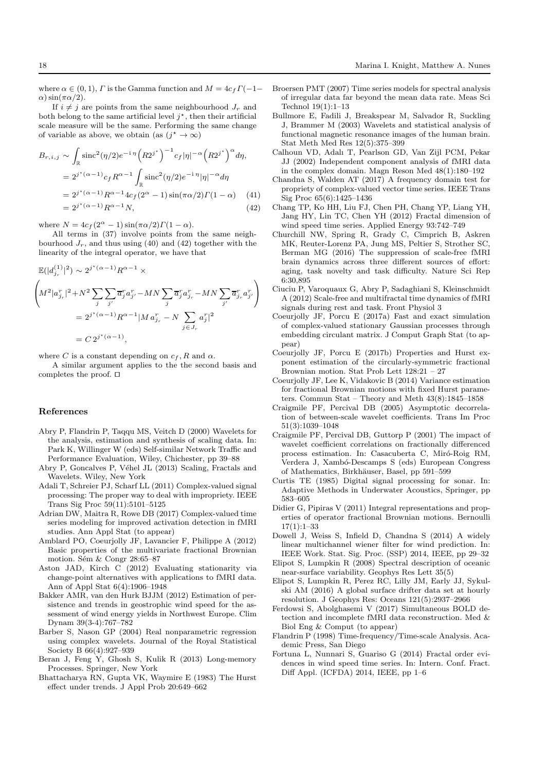where $\alpha \in (0,1)$, $\Gamma$ is the Gamma function and $M = 4c_f\Gamma(-1-\alpha)\sin(\pi\alpha/2)$.

If $i \neq j$ are points from the same neighbourhood $J_r$ and both belong to the same artificial level $j^\star$, then their artificial scale measure will be the same. Performing the same change of variable as above, we obtain (as $(j^\star \to \infty)$

$$
\begin{aligned}
B_{r,i,j} &\sim \int_{\mathbb{R}} \mathrm{sinc}^2(\eta/2) e^{-\mathrm{i}\,\eta} \left(R2^{j^\star}\right)^{-1} c_f |\eta|^{-\alpha} \left(R2^{j^\star}\right)^{\alpha} d\eta, \\
&= 2^{j^\star(\alpha-1)} c_f R^{\alpha-1} \int_{\mathbb{R}} \mathrm{sinc}^2(\eta/2) e^{-\mathrm{i}\,\eta} |\eta|^{-\alpha} d\eta \\
&= 2^{j^\star(\alpha-1)} R^{\alpha-1} 4c_f (2^\alpha - 1)\sin(\pi\alpha/2)\Gamma(1-\alpha) \qquad (41) \\
&= 2^{j^\star(\alpha-1)} R^{\alpha-1} N, \qquad (42)
\end{aligned}
$$

where $N = 4c_f(2^\alpha - 1)\sin(\pi\alpha/2)\Gamma(1-\alpha)$.

All terms in (37) involve points from the same neighbourhood $J_r$, and thus using (40) and (42) together with the linearity of the integral operator, we have that

$$
\begin{aligned}
&\mathbb{E}(|d^{(1)}_{j_r}|^2) \sim 2^{j^\star(\alpha-1)} R^{\alpha-1} \times \\
&\left( M^2 |a^r_{j_r}|^2 + N^2 \sum_j \sum_{j'} \overline{a}^r_j a^r_{j'} - MN \sum_j \overline{a}^r_j a^r_{j_r} - MN \sum_{j'} \overline{a}^r_{j_r} a^r_{j'} \right) \\
&= 2^{j^\star(\alpha-1)} R^{\alpha-1} |M\, a^r_{j_r} - N \sum_{j \in J_r} a^r_j|^2 \\
&= C\, 2^{j^\star(\alpha-1)},
\end{aligned}
$$

where $C$ is a constant depending on $c_f$, $R$ and $\alpha$.

A similar argument applies to the the second basis and completes the proof. □

## References

Abry P, Flandrin P, Taqqu MS, Veitch D (2000) Wavelets for the analysis, estimation and synthesis of scaling data. In: Park K, Willinger W (eds) Self-similar Network Traffic and Performance Evaluation, Wiley, Chichester, pp 39–88

Abry P, Goncalves P, Véhel JL (2013) Scaling, Fractals and Wavelets. Wiley, New York

Adali T, Schreier PJ, Scharf LL (2011) Complex-valued signal processing: The proper way to deal with impropriety. IEEE Trans Sig Proc 59(11):5101–5125

Adrian DW, Maitra R, Rowe DB (2017) Complex-valued time series modeling for improved activation detection in fMRI studies. Ann Appl Stat (to appear)

Amblard PO, Coeurjolly JF, Lavancier F, Philippe A (2012) Basic properties of the multivariate fractional Brownian motion. Sém & Congr 28:65–87

Aston JAD, Kirch C (2012) Evaluating stationarity via change-point alternatives with applications to fMRI data. Ann of Appl Stat 6(4):1906–1948

Bakker AMR, van den Hurk BJJM (2012) Estimation of persistence and trends in geostrophic wind speed for the assessment of wind energy yields in Northwest Europe. Clim Dynam 39(3-4):767–782

Barber S, Nason GP (2004) Real nonparametric regression using complex wavelets. Journal of the Royal Statistical Society B 66(4):927–939

Beran J, Feng Y, Ghosh S, Kulik R (2013) Long-memory Processes. Springer, New York

Bhattacharya RN, Gupta VK, Waymire E (1983) The Hurst effect under trends. J Appl Prob 20:649–662

Broersen PMT (2007) Time series models for spectral analysis of irregular data far beyond the mean data rate. Meas Sci Technol 19(1):1–13

Bullmore E, Fadili J, Breakspear M, Salvador R, Suckling J, Brammer M (2003) Wavelets and statistical analysis of functional magnetic resonance images of the human brain. Stat Meth Med Res 12(5):375–399

Calhoun VD, Adalı T, Pearlson GD, Van Zijl PCM, Pekar JJ (2002) Independent component analysis of fMRI data in the complex domain. Magn Reson Med 48(1):180–192

Chandna S, Walden AT (2017) A frequency domain test for propriety of complex-valued vector time series. IEEE Trans Sig Proc 65(6):1425–1436

Chang TP, Ko HH, Liu FJ, Chen PH, Chang YP, Liang YH, Jang HY, Lin TC, Chen YH (2012) Fractal dimension of wind speed time series. Applied Energy 93:742–749

Churchill NW, Spring R, Grady C, Cimprich B, Askren MK, Reuter-Lorenz PA, Jung MS, Peltier S, Strother SC, Berman MG (2016) The suppression of scale-free fMRI brain dynamics across three different sources of effort: aging, task novelty and task difficulty. Nature Sci Rep 6:30,895

Ciuciu P, Varoquaux G, Abry P, Sadaghiani S, Kleinschmidt A (2012) Scale-free and multifractal time dynamics of fMRI signals during rest and task. Front Physiol 3

Coeurjolly JF, Porcu E (2017a) Fast and exact simulation of complex-valued stationary Gaussian processes through embedding circulant matrix. J Comput Graph Stat (to appear)

Coeurjolly JF, Porcu E (2017b) Properties and Hurst exponent estimation of the circularly-symmetric fractional Brownian motion. Stat Prob Lett 128:21 – 27

Coeurjolly JF, Lee K, Vidakovic B (2014) Variance estimation for fractional Brownian motions with fixed Hurst parameters. Commun Stat – Theory and Meth 43(8):1845–1858

Craigmile PF, Percival DB (2005) Asymptotic decorrelation of between-scale wavelet coefficients. Trans Im Proc 51(3):1039–1048

Craigmile PF, Percival DB, Guttorp P (2001) The impact of wavelet coefficient correlations on fractionally differenced process estimation. In: Casacuberta C, Miró-Roig RM, Verdera J, Xambó-Descamps S (eds) European Congress of Mathematics, Birkhäuser, Basel, pp 591–599

Curtis TE (1985) Digital signal processing for sonar. In: Adaptive Methods in Underwater Acoustics, Springer, pp 583–605

Didier G, Pipiras V (2011) Integral representations and properties of operator fractional Brownian motions. Bernoulli 17(1):1–33

Dowell J, Weiss S, Infield D, Chandna S (2014) A widely linear multichannel wiener filter for wind prediction. In: IEEE Work. Stat. Sig. Proc. (SSP) 2014, IEEE, pp 29–32

Elipot S, Lumpkin R (2008) Spectral description of oceanic near-surface variability. Geophys Res Lett 35(5)

Elipot S, Lumpkin R, Perez RC, Lilly JM, Early JJ, Sykulski AM (2016) A global surface drifter data set at hourly resolution. J Geophys Res: Oceans 121(5):2937–2966

Ferdowsi S, Abolghasemi V (2017) Simultaneous BOLD detection and incomplete fMRI data reconstruction. Med & Biol Eng & Comput (to appear)

Flandrin P (1998) Time-frequency/Time-scale Analysis. Academic Press, San Diego

Fortuna L, Nunnari S, Guariso G (2014) Fractal order evidences in wind speed time series. In: Intern. Conf. Fract. Diff Appl. (ICFDA) 2014, IEEE, pp 1–6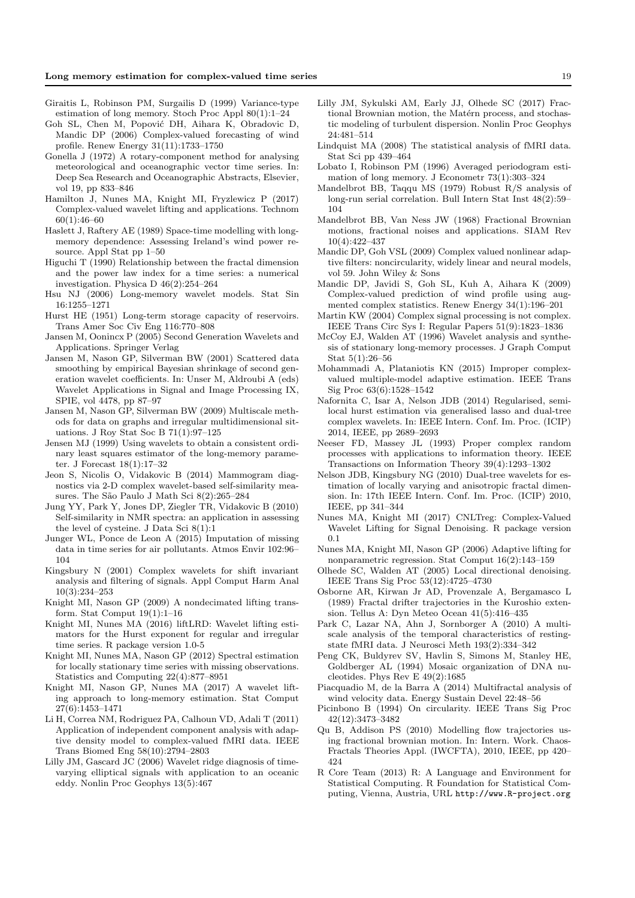Giraitis L, Robinson PM, Surgailis D (1999) Variance-type estimation of long memory. Stoch Proc Appl 80(1):1–24

Goh SL, Chen M, Popović DH, Aihara K, Obradovic D, Mandic DP (2006) Complex-valued forecasting of wind profile. Renew Energy 31(11):1733–1750

Gonella J (1972) A rotary-component method for analysing meteorological and oceanographic vector time series. In: Deep Sea Research and Oceanographic Abstracts, Elsevier, vol 19, pp 833–846

Hamilton J, Nunes MA, Knight MI, Fryzlewicz P (2017) Complex-valued wavelet lifting and applications. Technom 60(1):46–60

Haslett J, Raftery AE (1989) Space-time modelling with long-memory dependence: Assessing Ireland's wind power resource. Appl Stat pp 1–50

Higuchi T (1990) Relationship between the fractal dimension and the power law index for a time series: a numerical investigation. Physica D 46(2):254–264

Hsu NJ (2006) Long-memory wavelet models. Stat Sin 16:1255–1271

Hurst HE (1951) Long-term storage capacity of reservoirs. Trans Amer Soc Civ Eng 116:770–808

Jansen M, Oonincx P (2005) Second Generation Wavelets and Applications. Springer Verlag

Jansen M, Nason GP, Silverman BW (2001) Scattered data smoothing by empirical Bayesian shrinkage of second generation wavelet coefficients. In: Unser M, Aldroubi A (eds) Wavelet Applications in Signal and Image Processing IX, SPIE, vol 4478, pp 87–97

Jansen M, Nason GP, Silverman BW (2009) Multiscale methods for data on graphs and irregular multidimensional situations. J Roy Stat Soc B 71(1):97–125

Jensen MJ (1999) Using wavelets to obtain a consistent ordinary least squares estimator of the long-memory parameter. J Forecast 18(1):17–32

Jeon S, Nicolis O, Vidakovic B (2014) Mammogram diagnostics via 2-D complex wavelet-based self-similarity measures. The São Paulo J Math Sci 8(2):265–284

Jung YY, Park Y, Jones DP, Ziegler TR, Vidakovic B (2010) Self-similarity in NMR spectra: an application in assessing the level of cysteine. J Data Sci 8(1):1

Junger WL, Ponce de Leon A (2015) Imputation of missing data in time series for air pollutants. Atmos Envir 102:96–104

Kingsbury N (2001) Complex wavelets for shift invariant analysis and filtering of signals. Appl Comput Harm Anal 10(3):234–253

Knight MI, Nason GP (2009) A nondecimated lifting transform. Stat Comput 19(1):1–16

Knight MI, Nunes MA (2016) liftLRD: Wavelet lifting estimators for the Hurst exponent for regular and irregular time series. R package version 1.0-5

Knight MI, Nunes MA, Nason GP (2012) Spectral estimation for locally stationary time series with missing observations. Statistics and Computing 22(4):877–8951

Knight MI, Nason GP, Nunes MA (2017) A wavelet lifting approach to long-memory estimation. Stat Comput 27(6):1453–1471

Li H, Correa NM, Rodriguez PA, Calhoun VD, Adali T (2011) Application of independent component analysis with adaptive density model to complex-valued fMRI data. IEEE Trans Biomed Eng 58(10):2794–2803

Lilly JM, Gascard JC (2006) Wavelet ridge diagnosis of time-varying elliptical signals with application to an oceanic eddy. Nonlin Proc Geophys 13(5):467

Lilly JM, Sykulski AM, Early JJ, Olhede SC (2017) Fractional Brownian motion, the Matérn process, and stochastic modeling of turbulent dispersion. Nonlin Proc Geophys 24:481–514

Lindquist MA (2008) The statistical analysis of fMRI data. Stat Sci pp 439–464

Lobato I, Robinson PM (1996) Averaged periodogram estimation of long memory. J Econometr 73(1):303–324

Mandelbrot BB, Taqqu MS (1979) Robust R/S analysis of long-run serial correlation. Bull Intern Stat Inst 48(2):59–104

Mandelbrot BB, Van Ness JW (1968) Fractional Brownian motions, fractional noises and applications. SIAM Rev 10(4):422–437

Mandic DP, Goh VSL (2009) Complex valued nonlinear adaptive filters: noncircularity, widely linear and neural models, vol 59. John Wiley & Sons

Mandic DP, Javidi S, Goh SL, Kuh A, Aihara K (2009) Complex-valued prediction of wind profile using augmented complex statistics. Renew Energy 34(1):196–201

Martin KW (2004) Complex signal processing is not complex. IEEE Trans Circ Sys I: Regular Papers 51(9):1823–1836

McCoy EJ, Walden AT (1996) Wavelet analysis and synthesis of stationary long-memory processes. J Graph Comput Stat 5(1):26–56

Mohammadi A, Plataniotis KN (2015) Improper complex-valued multiple-model adaptive estimation. IEEE Trans Sig Proc 63(6):1528–1542

Nafornita C, Isar A, Nelson JDB (2014) Regularised, semi-local hurst estimation via generalised lasso and dual-tree complex wavelets. In: IEEE Intern. Conf. Im. Proc. (ICIP) 2014, IEEE, pp 2689–2693

Neeser FD, Massey JL (1993) Proper complex random processes with applications to information theory. IEEE Transactions on Information Theory 39(4):1293–1302

Nelson JDB, Kingsbury NG (2010) Dual-tree wavelets for estimation of locally varying and anisotropic fractal dimension. In: 17th IEEE Intern. Conf. Im. Proc. (ICIP) 2010, IEEE, pp 341–344

Nunes MA, Knight MI (2017) CNLTreg: Complex-Valued Wavelet Lifting for Signal Denoising. R package version 0.1

Nunes MA, Knight MI, Nason GP (2006) Adaptive lifting for nonparametric regression. Stat Comput 16(2):143–159

Olhede SC, Walden AT (2005) Local directional denoising. IEEE Trans Sig Proc 53(12):4725–4730

Osborne AR, Kirwan Jr AD, Provenzale A, Bergamasco L (1989) Fractal drifter trajectories in the Kuroshio extension. Tellus A: Dyn Meteo Ocean 41(5):416–435

Park C, Lazar NA, Ahn J, Sornborger A (2010) A multiscale analysis of the temporal characteristics of resting-state fMRI data. J Neurosci Meth 193(2):334–342

Peng CK, Buldyrev SV, Havlin S, Simons M, Stanley HE, Goldberger AL (1994) Mosaic organization of DNA nucleotides. Phys Rev E 49(2):1685

Piacquadio M, de la Barra A (2014) Multifractal analysis of wind velocity data. Energy Sustain Devel 22:48–56

Picinbono B (1994) On circularity. IEEE Trans Sig Proc 42(12):3473–3482

Qu B, Addison PS (2010) Modelling flow trajectories using fractional brownian motion. In: Intern. Work. Chaos-Fractals Theories Appl. (IWCFTA), 2010, IEEE, pp 420–424

R Core Team (2013) R: A Language and Environment for Statistical Computing. R Foundation for Statistical Computing, Vienna, Austria, URL http://www.R-project.org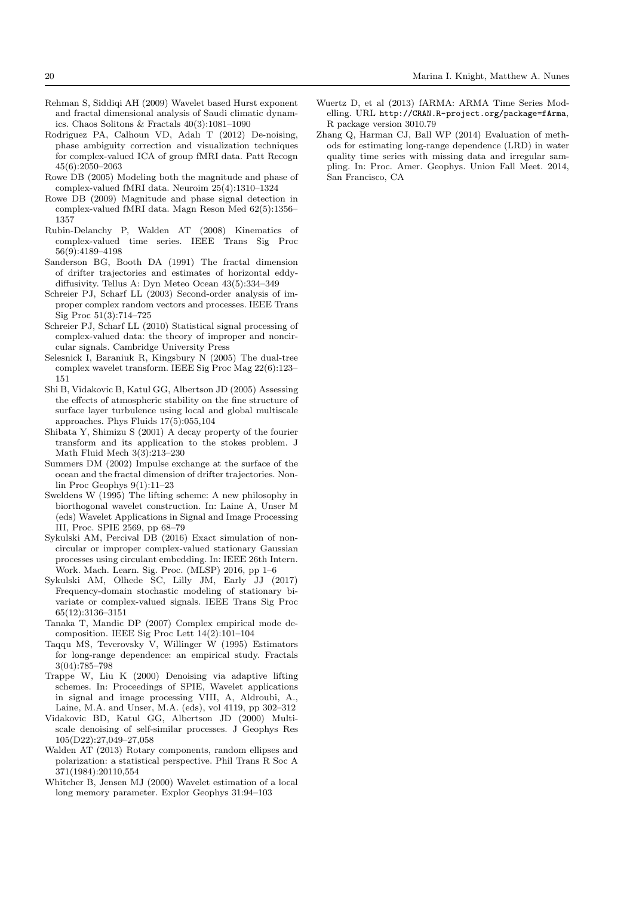Rehman S, Siddiqi AH (2009) Wavelet based Hurst exponent and fractal dimensional analysis of Saudi climatic dynamics. Chaos Solitons & Fractals 40(3):1081–1090

Rodriguez PA, Calhoun VD, Adalı T (2012) De-noising, phase ambiguity correction and visualization techniques for complex-valued ICA of group fMRI data. Patt Recogn 45(6):2050–2063

Rowe DB (2005) Modeling both the magnitude and phase of complex-valued fMRI data. Neuroim 25(4):1310–1324

Rowe DB (2009) Magnitude and phase signal detection in complex-valued fMRI data. Magn Reson Med 62(5):1356–1357

Rubin-Delanchy P, Walden AT (2008) Kinematics of complex-valued time series. IEEE Trans Sig Proc 56(9):4189–4198

Sanderson BG, Booth DA (1991) The fractal dimension of drifter trajectories and estimates of horizontal eddy-diffusivity. Tellus A: Dyn Meteo Ocean 43(5):334–349

Schreier PJ, Scharf LL (2003) Second-order analysis of improper complex random vectors and processes. IEEE Trans Sig Proc 51(3):714–725

Schreier PJ, Scharf LL (2010) Statistical signal processing of complex-valued data: the theory of improper and noncircular signals. Cambridge University Press

Selesnick I, Baraniuk R, Kingsbury N (2005) The dual-tree complex wavelet transform. IEEE Sig Proc Mag 22(6):123–151

Shi B, Vidakovic B, Katul GG, Albertson JD (2005) Assessing the effects of atmospheric stability on the fine structure of surface layer turbulence using local and global multiscale approaches. Phys Fluids 17(5):055,104

Shibata Y, Shimizu S (2001) A decay property of the fourier transform and its application to the stokes problem. J Math Fluid Mech 3(3):213–230

Summers DM (2002) Impulse exchange at the surface of the ocean and the fractal dimension of drifter trajectories. Nonlin Proc Geophys 9(1):11–23

Sweldens W (1995) The lifting scheme: A new philosophy in biorthogonal wavelet construction. In: Laine A, Unser M (eds) Wavelet Applications in Signal and Image Processing III, Proc. SPIE 2569, pp 68–79

Sykulski AM, Percival DB (2016) Exact simulation of noncircular or improper complex-valued stationary Gaussian processes using circulant embedding. In: IEEE 26th Intern. Work. Mach. Learn. Sig. Proc. (MLSP) 2016, pp 1–6

Sykulski AM, Olhede SC, Lilly JM, Early JJ (2017) Frequency-domain stochastic modeling of stationary bivariate or complex-valued signals. IEEE Trans Sig Proc 65(12):3136–3151

Tanaka T, Mandic DP (2007) Complex empirical mode decomposition. IEEE Sig Proc Lett 14(2):101–104

Taqqu MS, Teverovsky V, Willinger W (1995) Estimators for long-range dependence: an empirical study. Fractals 3(04):785–798

Trappe W, Liu K (2000) Denoising via adaptive lifting schemes. In: Proceedings of SPIE, Wavelet applications in signal and image processing VIII, A, Aldroubi, A., Laine, M.A. and Unser, M.A. (eds), vol 4119, pp 302–312

Vidakovic BD, Katul GG, Albertson JD (2000) Multiscale denoising of self-similar processes. J Geophys Res 105(D22):27,049–27,058

Walden AT (2013) Rotary components, random ellipses and polarization: a statistical perspective. Phil Trans R Soc A 371(1984):20110,554

Whitcher B, Jensen MJ (2000) Wavelet estimation of a local long memory parameter. Explor Geophys 31:94–103

Wuertz D, et al (2013) fARMA: ARMA Time Series Modelling. URL http://CRAN.R-project.org/package=fArma, R package version 3010.79

Zhang Q, Harman CJ, Ball WP (2014) Evaluation of methods for estimating long-range dependence (LRD) in water quality time series with missing data and irregular sampling. In: Proc. Amer. Geophys. Union Fall Meet. 2014, San Francisco, CA